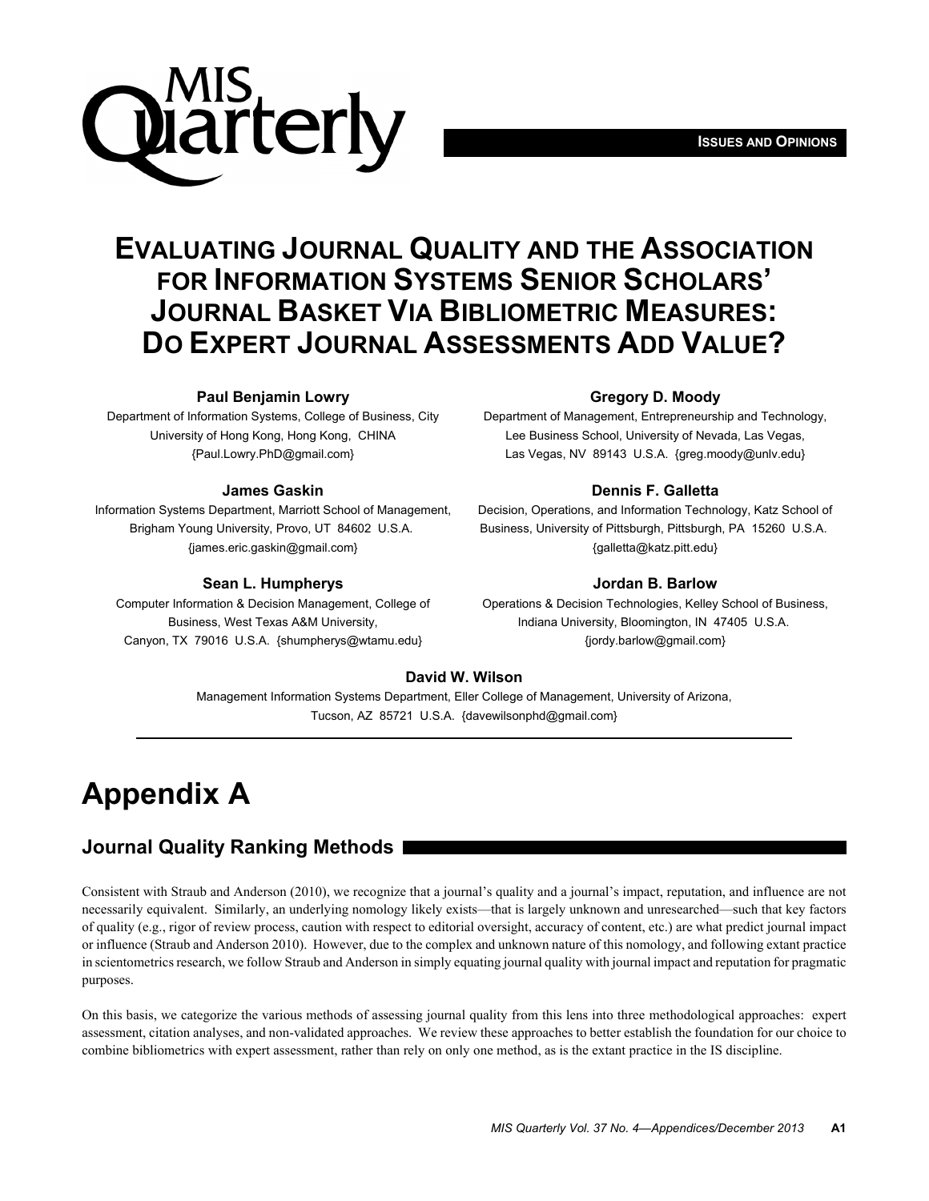**ISSUES AND OPINIONS**

# EVALUATING JOURNAL QUALITY AND THE ASSOCIATION FOR INFORMATION SYSTEMS SENIOR SCHOLARS' JOURNAL BASKET VIA BIBLIOMETRIC MEASURES: DO EXPERT JOURNAL ASSESSMENTS ADD VALUE?

**Paul Benjamin Lowry**
Department of Information Systems, College of Business, City University of Hong Kong, Hong Kong, CHINA {Paul.Lowry.PhD@gmail.com}

**Gregory D. Moody**
Department of Management, Entrepreneurship and Technology, Lee Business School, University of Nevada, Las Vegas, Las Vegas, NV 89143 U.S.A. {greg.moody@unlv.edu}

**James Gaskin**
Information Systems Department, Marriott School of Management, Brigham Young University, Provo, UT 84602 U.S.A. {james.eric.gaskin@gmail.com}

**Dennis F. Galletta**
Decision, Operations, and Information Technology, Katz School of Business, University of Pittsburgh, Pittsburgh, PA 15260 U.S.A. {galletta@katz.pitt.edu}

**Sean L. Humpherys**
Computer Information & Decision Management, College of Business, West Texas A&M University, Canyon, TX 79016 U.S.A. {shumpherys@wtamu.edu}

**Jordan B. Barlow**
Operations & Decision Technologies, Kelley School of Business, Indiana University, Bloomington, IN 47405 U.S.A. {jordy.barlow@gmail.com}

**David W. Wilson**
Management Information Systems Department, Eller College of Management, University of Arizona, Tucson, AZ 85721 U.S.A. {davewilsonphd@gmail.com}

# Appendix A

## Journal Quality Ranking Methods

Consistent with Straub and Anderson (2010), we recognize that a journal's quality and a journal's impact, reputation, and influence are not necessarily equivalent. Similarly, an underlying nomology likely exists—that is largely unknown and unresearched—such that key factors of quality (e.g., rigor of review process, caution with respect to editorial oversight, accuracy of content, etc.) are what predict journal impact or influence (Straub and Anderson 2010). However, due to the complex and unknown nature of this nomology, and following extant practice in scientometrics research, we follow Straub and Anderson in simply equating journal quality with journal impact and reputation for pragmatic purposes.

On this basis, we categorize the various methods of assessing journal quality from this lens into three methodological approaches: expert assessment, citation analyses, and non-validated approaches. We review these approaches to better establish the foundation for our choice to combine bibliometrics with expert assessment, rather than rely on only one method, as is the extant practice in the IS discipline.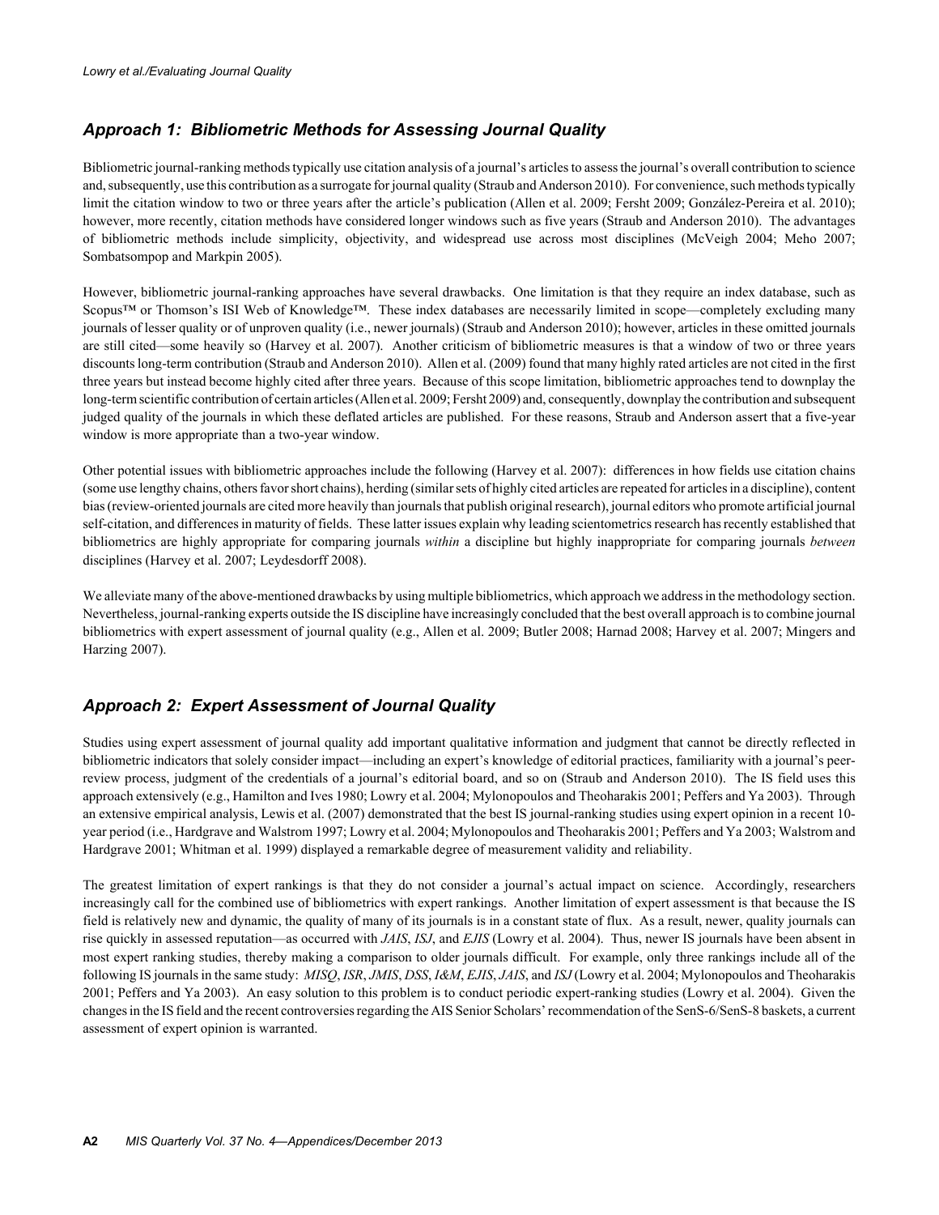## *Approach 1: Bibliometric Methods for Assessing Journal Quality*

Bibliometric journal-ranking methods typically use citation analysis of a journal's articles to assess the journal's overall contribution to science and, subsequently, use this contribution as a surrogate for journal quality (Straub and Anderson 2010). For convenience, such methods typically limit the citation window to two or three years after the article's publication (Allen et al. 2009; Fersht 2009; González-Pereira et al. 2010); however, more recently, citation methods have considered longer windows such as five years (Straub and Anderson 2010). The advantages of bibliometric methods include simplicity, objectivity, and widespread use across most disciplines (McVeigh 2004; Meho 2007; Sombatsompop and Markpin 2005).

However, bibliometric journal-ranking approaches have several drawbacks. One limitation is that they require an index database, such as Scopus™ or Thomson's ISI Web of Knowledge™. These index databases are necessarily limited in scope—completely excluding many journals of lesser quality or of unproven quality (i.e., newer journals) (Straub and Anderson 2010); however, articles in these omitted journals are still cited—some heavily so (Harvey et al. 2007). Another criticism of bibliometric measures is that a window of two or three years discounts long-term contribution (Straub and Anderson 2010). Allen et al. (2009) found that many highly rated articles are not cited in the first three years but instead become highly cited after three years. Because of this scope limitation, bibliometric approaches tend to downplay the long-term scientific contribution of certain articles (Allen et al. 2009; Fersht 2009) and, consequently, downplay the contribution and subsequent judged quality of the journals in which these deflated articles are published. For these reasons, Straub and Anderson assert that a five-year window is more appropriate than a two-year window.

Other potential issues with bibliometric approaches include the following (Harvey et al. 2007): differences in how fields use citation chains (some use lengthy chains, others favor short chains), herding (similar sets of highly cited articles are repeated for articles in a discipline), content bias (review-oriented journals are cited more heavily than journals that publish original research), journal editors who promote artificial journal self-citation, and differences in maturity of fields. These latter issues explain why leading scientometrics research has recently established that bibliometrics are highly appropriate for comparing journals *within* a discipline but highly inappropriate for comparing journals *between* disciplines (Harvey et al. 2007; Leydesdorff 2008).

We alleviate many of the above-mentioned drawbacks by using multiple bibliometrics, which approach we address in the methodology section. Nevertheless, journal-ranking experts outside the IS discipline have increasingly concluded that the best overall approach is to combine journal bibliometrics with expert assessment of journal quality (e.g., Allen et al. 2009; Butler 2008; Harnad 2008; Harvey et al. 2007; Mingers and Harzing 2007).

## *Approach 2: Expert Assessment of Journal Quality*

Studies using expert assessment of journal quality add important qualitative information and judgment that cannot be directly reflected in bibliometric indicators that solely consider impact—including an expert's knowledge of editorial practices, familiarity with a journal's peer-review process, judgment of the credentials of a journal's editorial board, and so on (Straub and Anderson 2010). The IS field uses this approach extensively (e.g., Hamilton and Ives 1980; Lowry et al. 2004; Mylonopoulos and Theoharakis 2001; Peffers and Ya 2003). Through an extensive empirical analysis, Lewis et al. (2007) demonstrated that the best IS journal-ranking studies using expert opinion in a recent 10-year period (i.e., Hardgrave and Walstrom 1997; Lowry et al. 2004; Mylonopoulos and Theoharakis 2001; Peffers and Ya 2003; Walstrom and Hardgrave 2001; Whitman et al. 1999) displayed a remarkable degree of measurement validity and reliability.

The greatest limitation of expert rankings is that they do not consider a journal's actual impact on science. Accordingly, researchers increasingly call for the combined use of bibliometrics with expert rankings. Another limitation of expert assessment is that because the IS field is relatively new and dynamic, the quality of many of its journals is in a constant state of flux. As a result, newer, quality journals can rise quickly in assessed reputation—as occurred with *JAIS*, *ISJ*, and *EJIS* (Lowry et al. 2004). Thus, newer IS journals have been absent in most expert ranking studies, thereby making a comparison to older journals difficult. For example, only three rankings include all of the following IS journals in the same study: *MISQ*, *ISR*, *JMIS*, *DSS*, *I&M*, *EJIS*, *JAIS*, and *ISJ* (Lowry et al. 2004; Mylonopoulos and Theoharakis 2001; Peffers and Ya 2003). An easy solution to this problem is to conduct periodic expert-ranking studies (Lowry et al. 2004). Given the changes in the IS field and the recent controversies regarding the AIS Senior Scholars' recommendation of the SenS-6/SenS-8 baskets, a current assessment of expert opinion is warranted.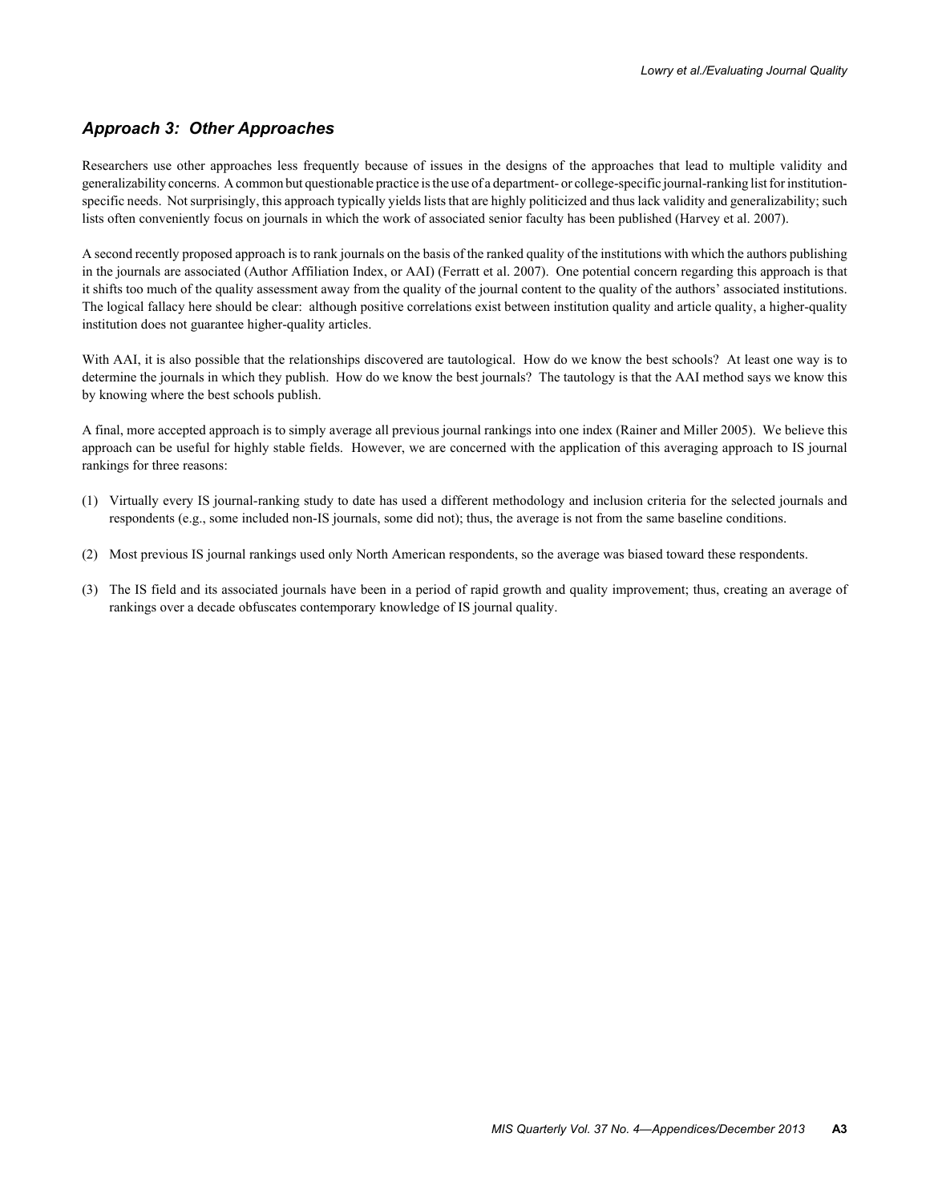## *Approach 3: Other Approaches*

Researchers use other approaches less frequently because of issues in the designs of the approaches that lead to multiple validity and generalizability concerns. A common but questionable practice is the use of a department- or college-specific journal-ranking list for institution-specific needs. Not surprisingly, this approach typically yields lists that are highly politicized and thus lack validity and generalizability; such lists often conveniently focus on journals in which the work of associated senior faculty has been published (Harvey et al. 2007).

A second recently proposed approach is to rank journals on the basis of the ranked quality of the institutions with which the authors publishing in the journals are associated (Author Affiliation Index, or AAI) (Ferratt et al. 2007). One potential concern regarding this approach is that it shifts too much of the quality assessment away from the quality of the journal content to the quality of the authors' associated institutions. The logical fallacy here should be clear: although positive correlations exist between institution quality and article quality, a higher-quality institution does not guarantee higher-quality articles.

With AAI, it is also possible that the relationships discovered are tautological. How do we know the best schools? At least one way is to determine the journals in which they publish. How do we know the best journals? The tautology is that the AAI method says we know this by knowing where the best schools publish.

A final, more accepted approach is to simply average all previous journal rankings into one index (Rainer and Miller 2005). We believe this approach can be useful for highly stable fields. However, we are concerned with the application of this averaging approach to IS journal rankings for three reasons:

(1) Virtually every IS journal-ranking study to date has used a different methodology and inclusion criteria for the selected journals and respondents (e.g., some included non-IS journals, some did not); thus, the average is not from the same baseline conditions.

(2) Most previous IS journal rankings used only North American respondents, so the average was biased toward these respondents.

(3) The IS field and its associated journals have been in a period of rapid growth and quality improvement; thus, creating an average of rankings over a decade obfuscates contemporary knowledge of IS journal quality.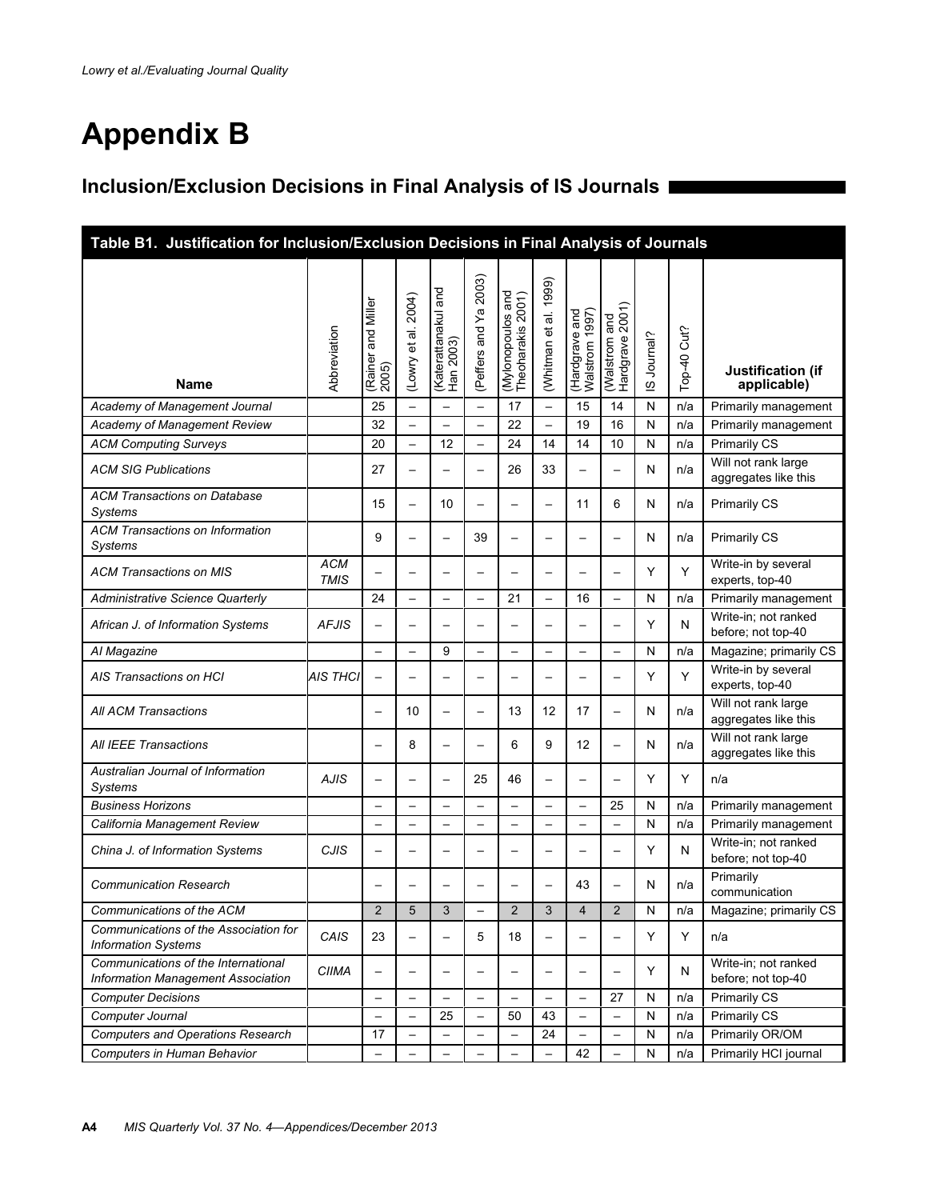# Appendix B

## Inclusion/Exclusion Decisions in Final Analysis of IS Journals

**Table B1. Justification for Inclusion/Exclusion Decisions in Final Analysis of Journals**

| Name | Abbreviation | (Rainer and Miller 2005) | (Lowry et al. 2004) | (Katerattanakul and Han 2003) | (Peffers and Ya 2003) | (Mylonopoulos and Theoharakis 2001) | (Whitman et al. 1999) | (Hardgrave and Walstrom 1997) | (Walstrom and Hardgrave 2001) | IS Journal? | Top-40 Cut? | Justification (if applicable) |
|---|---|---|---|---|---|---|---|---|---|---|---|---|
| *Academy of Management Journal* | | 25 | – | – | – | 17 | – | 15 | 14 | N | n/a | Primarily management |
| *Academy of Management Review* | | 32 | – | – | – | 22 | – | 19 | 16 | N | n/a | Primarily management |
| *ACM Computing Surveys* | | 20 | – | 12 | – | 24 | 14 | 14 | 10 | N | n/a | Primarily CS |
| *ACM SIG Publications* | | 27 | – | – | – | 26 | 33 | – | – | N | n/a | Will not rank large aggregates like this |
| *ACM Transactions on Database Systems* | | 15 | – | 10 | – | – | – | 11 | 6 | N | n/a | Primarily CS |
| *ACM Transactions on Information Systems* | | 9 | – | – | 39 | – | – | – | – | N | n/a | Primarily CS |
| *ACM Transactions on MIS* | *ACM TMIS* | – | – | – | – | – | – | – | – | Y | Y | Write-in by several experts, top-40 |
| *Administrative Science Quarterly* | | 24 | – | – | – | 21 | – | 16 | – | N | n/a | Primarily management |
| *African J. of Information Systems* | *AFJIS* | – | – | – | – | – | – | – | – | Y | N | Write-in; not ranked before; not top-40 |
| *AI Magazine* | | – | – | 9 | – | – | – | – | – | N | n/a | Magazine; primarily CS |
| *AIS Transactions on HCI* | *AIS THCI* | – | – | – | – | – | – | – | – | Y | Y | Write-in by several experts, top-40 |
| *All ACM Transactions* | | – | 10 | – | – | 13 | 12 | 17 | – | N | n/a | Will not rank large aggregates like this |
| *All IEEE Transactions* | | – | 8 | – | – | 6 | 9 | 12 | – | N | n/a | Will not rank large aggregates like this |
| *Australian Journal of Information Systems* | *AJIS* | – | – | – | 25 | 46 | – | – | – | Y | Y | n/a |
| *Business Horizons* | | – | – | – | – | – | – | – | 25 | N | n/a | Primarily management |
| *California Management Review* | | – | – | – | – | – | – | – | – | N | n/a | Primarily management |
| *China J. of Information Systems* | *CJIS* | – | – | – | – | – | – | – | – | Y | N | Write-in; not ranked before; not top-40 |
| *Communication Research* | | – | – | – | – | – | – | 43 | – | N | n/a | Primarily communication |
| *Communications of the ACM* | | 2 | 5 | 3 | – | 2 | 3 | 4 | 2 | N | n/a | Magazine; primarily CS |
| *Communications of the Association for Information Systems* | *CAIS* | 23 | – | – | 5 | 18 | – | – | – | Y | Y | n/a |
| *Communications of the International Information Management Association* | *CIIMA* | – | – | – | – | – | – | – | – | Y | N | Write-in; not ranked before; not top-40 |
| *Computer Decisions* | | – | – | – | – | – | – | – | 27 | N | n/a | Primarily CS |
| *Computer Journal* | | – | – | 25 | – | 50 | 43 | – | – | N | n/a | Primarily CS |
| *Computers and Operations Research* | | 17 | – | – | – | – | 24 | – | – | N | n/a | Primarily OR/OM |
| *Computers in Human Behavior* | | – | – | – | – | – | – | 42 | – | N | n/a | Primarily HCI journal |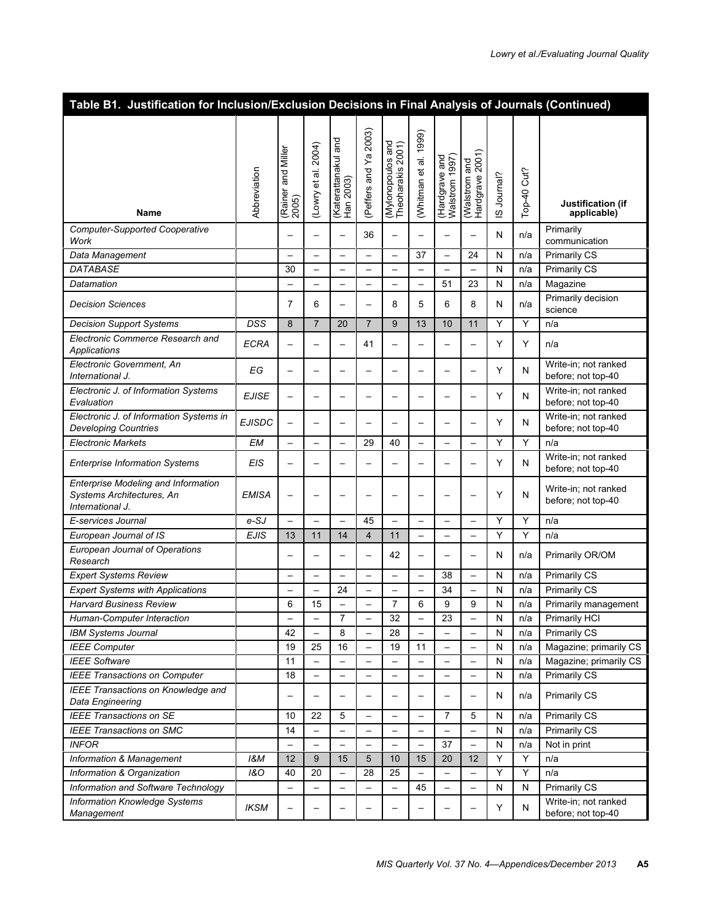| Table B1. Justification for Inclusion/Exclusion Decisions in Final Analysis of Journals (Continued) | | | | | | | | | | | | |
|---|---|---|---|---|---|---|---|---|---|---|---|---|
| **Name** | Abbreviation | (Rainer and Miller 2005) | (Lowry et al. 2004) | (Katerattanakul and Han 2003) | (Peffers and Ya 2003) | (Mylonopoulos and Theoharakis 2001) | (Whitman et al. 1999) | (Hardgrave and Walstrom 1997) | (Walstrom and Hardgrave 2001) | IS Journal? | Top-40 Cut? | **Justification (if applicable)** |
| *Computer-Supported Cooperative Work* | | – | – | – | 36 | – | – | – | – | N | n/a | Primarily communication |
| *Data Management* | | – | – | – | – | – | 37 | – | 24 | N | n/a | Primarily CS |
| *DATABASE* | | 30 | – | – | – | – | – | – | – | N | n/a | Primarily CS |
| *Datamation* | | – | – | – | – | – | – | 51 | 23 | N | n/a | Magazine |
| *Decision Sciences* | | 7 | 6 | – | – | 8 | 5 | 6 | 8 | N | n/a | Primarily decision science |
| *Decision Support Systems* | *DSS* | 8 | 7 | 20 | 7 | 9 | 13 | 10 | 11 | Y | Y | n/a |
| *Electronic Commerce Research and Applications* | *ECRA* | – | – | – | 41 | – | – | – | – | Y | Y | n/a |
| *Electronic Government, An International J.* | *EG* | – | – | – | – | – | – | – | – | Y | N | Write-in; not ranked before; not top-40 |
| *Electronic J. of Information Systems Evaluation* | *EJISE* | – | – | – | – | – | – | – | – | Y | N | Write-in; not ranked before; not top-40 |
| *Electronic J. of Information Systems in Developing Countries* | *EJISDC* | – | – | – | – | – | – | – | – | Y | N | Write-in; not ranked before; not top-40 |
| *Electronic Markets* | *EM* | – | – | – | 29 | 40 | – | – | – | Y | Y | n/a |
| *Enterprise Information Systems* | *EIS* | – | – | – | – | – | – | – | – | Y | N | Write-in; not ranked before; not top-40 |
| *Enterprise Modeling and Information Systems Architectures, An International J.* | *EMISA* | – | – | – | – | – | – | – | – | Y | N | Write-in; not ranked before; not top-40 |
| *E-services Journal* | *e-SJ* | – | – | – | 45 | – | – | – | – | Y | Y | n/a |
| *European Journal of IS* | *EJIS* | 13 | 11 | 14 | 4 | 11 | – | – | – | Y | Y | n/a |
| *European Journal of Operations Research* | | – | – | – | – | 42 | – | – | – | N | n/a | Primarily OR/OM |
| *Expert Systems Review* | | – | – | – | – | – | – | 38 | – | N | n/a | Primarily CS |
| *Expert Systems with Applications* | | – | – | 24 | – | – | – | 34 | – | N | n/a | Primarily CS |
| *Harvard Business Review* | | 6 | 15 | – | – | 7 | 6 | 9 | 9 | N | n/a | Primarily management |
| *Human-Computer Interaction* | | – | – | 7 | – | 32 | – | 23 | – | N | n/a | Primarily HCI |
| *IBM Systems Journal* | | 42 | – | 8 | – | 28 | – | – | – | N | n/a | Primarily CS |
| *IEEE Computer* | | 19 | 25 | 16 | – | 19 | 11 | – | – | N | n/a | Magazine; primarily CS |
| *IEEE Software* | | 11 | – | – | – | – | – | – | – | N | n/a | Magazine; primarily CS |
| *IEEE Transactions on Computer* | | 18 | – | – | – | – | – | – | – | N | n/a | Primarily CS |
| *IEEE Transactions on Knowledge and Data Engineering* | | – | – | – | – | – | – | – | – | N | n/a | Primarily CS |
| *IEEE Transactions on SE* | | 10 | 22 | 5 | – | – | – | 7 | 5 | N | n/a | Primarily CS |
| *IEEE Transactions on SMC* | | 14 | – | – | – | – | – | – | – | N | n/a | Primarily CS |
| *INFOR* | | – | – | – | – | – | – | 37 | – | N | n/a | Not in print |
| *Information & Management* | *I&M* | 12 | 9 | 15 | 5 | 10 | 15 | 20 | 12 | Y | Y | n/a |
| *Information & Organization* | *I&O* | 40 | 20 | – | 28 | 25 | – | – | – | Y | Y | n/a |
| *Information and Software Technology* | | – | – | – | – | – | 45 | – | – | N | N | Primarily CS |
| *Information Knowledge Systems Management* | *IKSM* | – | – | – | – | – | – | – | – | Y | N | Write-in; not ranked before; not top-40 |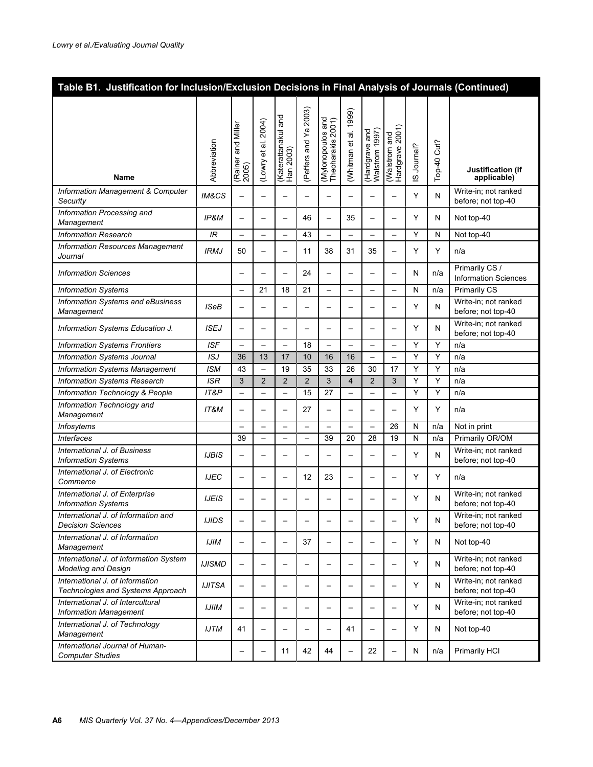**Table B1. Justification for Inclusion/Exclusion Decisions in Final Analysis of Journals (Continued)**

| Name | Abbreviation | (Rainer and Miller 2005) | (Lowry et al. 2004) | (Katerattanakul and Han 2003) | (Peffers and Ya 2003) | (Mylonopoulos and Theoharakis 2001) | (Whitman et al. 1999) | (Hardgrave and Walstrom 1997) | (Walstrom and Hardgrave 2001) | IS Journal? | Top-40 Cut? | Justification (if applicable) |
|---|---|---|---|---|---|---|---|---|---|---|---|---|
| *Information Management & Computer Security* | *IM&CS* | – | – | – | – | – | – | – | – | Y | N | Write-in; not ranked before; not top-40 |
| *Information Processing and Management* | *IP&M* | – | – | – | 46 | – | 35 | – | – | Y | N | Not top-40 |
| *Information Research* | *IR* | – | – | – | 43 | – | – | – | – | Y | N | Not top-40 |
| *Information Resources Management Journal* | *IRMJ* | 50 | – | – | 11 | 38 | 31 | 35 | – | Y | Y | n/a |
| *Information Sciences* | | – | – | – | 24 | – | – | – | – | N | n/a | Primarily CS / Information Sciences |
| *Information Systems* | | – | 21 | 18 | 21 | – | – | – | – | N | n/a | Primarily CS |
| *Information Systems and eBusiness Management* | *ISeB* | – | – | – | – | – | – | – | – | Y | N | Write-in; not ranked before; not top-40 |
| *Information Systems Education J.* | *ISEJ* | – | – | – | – | – | – | – | – | Y | N | Write-in; not ranked before; not top-40 |
| *Information Systems Frontiers* | *ISF* | – | – | – | 18 | – | – | – | – | Y | Y | n/a |
| *Information Systems Journal* | *ISJ* | 36 | 13 | 17 | 10 | 16 | 16 | – | – | Y | Y | n/a |
| *Information Systems Management* | *ISM* | 43 | – | 19 | 35 | 33 | 26 | 30 | 17 | Y | Y | n/a |
| *Information Systems Research* | *ISR* | 3 | 2 | 2 | 2 | 3 | 4 | 2 | 3 | Y | Y | n/a |
| *Information Technology & People* | *IT&P* | – | – | – | 15 | 27 | – | – | – | Y | Y | n/a |
| *Information Technology and Management* | *IT&M* | – | – | – | 27 | – | – | – | – | Y | Y | n/a |
| *Infosytems* | | – | – | – | – | – | – | – | 26 | N | n/a | Not in print |
| *Interfaces* | | 39 | – | – | – | 39 | 20 | 28 | 19 | N | n/a | Primarily OR/OM |
| *International J. of Business Information Systems* | *IJBIS* | – | – | – | – | – | – | – | – | Y | N | Write-in; not ranked before; not top-40 |
| *International J. of Electronic Commerce* | *IJEC* | – | – | – | 12 | 23 | – | – | – | Y | Y | n/a |
| *International J. of Enterprise Information Systems* | *IJEIS* | – | – | – | – | – | – | – | – | Y | N | Write-in; not ranked before; not top-40 |
| *International J. of Information and Decision Sciences* | *IJIDS* | – | – | – | – | – | – | – | – | Y | N | Write-in; not ranked before; not top-40 |
| *International J. of Information Management* | *IJIM* | – | – | – | 37 | – | – | – | – | Y | N | Not top-40 |
| *International J. of Information System Modeling and Design* | *IJISMD* | – | – | – | – | – | – | – | – | Y | N | Write-in; not ranked before; not top-40 |
| *International J. of Information Technologies and Systems Approach* | *IJITSA* | – | – | – | – | – | – | – | – | Y | N | Write-in; not ranked before; not top-40 |
| *International J. of Intercultural Information Management* | *IJIIM* | – | – | – | – | – | – | – | – | Y | N | Write-in; not ranked before; not top-40 |
| *International J. of Technology Management* | *IJTM* | 41 | – | – | – | – | 41 | – | – | Y | N | Not top-40 |
| *International Journal of Human-Computer Studies* | | – | – | 11 | 42 | 44 | – | 22 | – | N | n/a | Primarily HCI |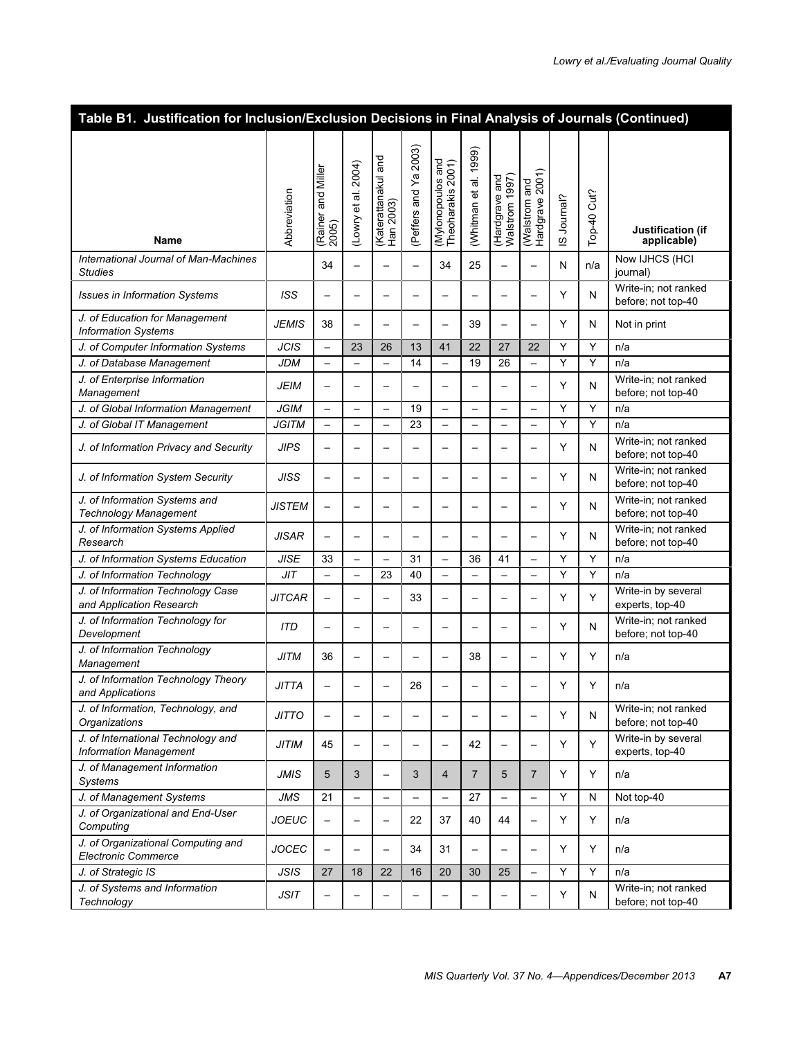**Table B1. Justification for Inclusion/Exclusion Decisions in Final Analysis of Journals (Continued)**

| Name | Abbreviation | (Rainer and Miller 2005) | (Lowry et al. 2004) | (Katerattanakul and Han 2003) | (Peffers and Ya 2003) | (Mylonopoulos and Theoharakis 2001) | (Whitman et al. 1999) | (Hardgrave and Walstrom 1997) | (Walstrom and Hardgrave 2001) | IS Journal? | Top-40 Cut? | Justification (if applicable) |
|---|---|---|---|---|---|---|---|---|---|---|---|---|
| *International Journal of Man-Machines Studies* | | 34 | – | – | – | 34 | 25 | – | – | N | n/a | Now IJHCS (HCI journal) |
| *Issues in Information Systems* | *ISS* | – | – | – | – | – | – | – | – | Y | N | Write-in; not ranked before; not top-40 |
| *J. of Education for Management Information Systems* | *JEMIS* | 38 | – | – | – | – | 39 | – | – | Y | N | Not in print |
| *J. of Computer Information Systems* | *JCIS* | – | 23 | 26 | 13 | 41 | 22 | 27 | 22 | Y | Y | n/a |
| *J. of Database Management* | *JDM* | – | – | – | 14 | – | 19 | 26 | – | Y | Y | n/a |
| *J. of Enterprise Information Management* | *JEIM* | – | – | – | – | – | – | – | – | Y | N | Write-in; not ranked before; not top-40 |
| *J. of Global Information Management* | *JGIM* | – | – | – | 19 | – | – | – | – | Y | Y | n/a |
| *J. of Global IT Management* | *JGITM* | – | – | – | 23 | – | – | – | – | Y | Y | n/a |
| *J. of Information Privacy and Security* | *JIPS* | – | – | – | – | – | – | – | – | Y | N | Write-in; not ranked before; not top-40 |
| *J. of Information System Security* | *JISS* | – | – | – | – | – | – | – | – | Y | N | Write-in; not ranked before; not top-40 |
| *J. of Information Systems and Technology Management* | *JISTEM* | – | – | – | – | – | – | – | – | Y | N | Write-in; not ranked before; not top-40 |
| *J. of Information Systems Applied Research* | *JISAR* | – | – | – | – | – | – | – | – | Y | N | Write-in; not ranked before; not top-40 |
| *J. of Information Systems Education* | *JISE* | 33 | – | – | 31 | – | 36 | 41 | – | Y | Y | n/a |
| *J. of Information Technology* | *JIT* | – | – | 23 | 40 | – | – | – | – | Y | Y | n/a |
| *J. of Information Technology Case and Application Research* | *JITCAR* | – | – | – | 33 | – | – | – | – | Y | Y | Write-in by several experts, top-40 |
| *J. of Information Technology for Development* | *ITD* | – | – | – | – | – | – | – | – | Y | N | Write-in; not ranked before; not top-40 |
| *J. of Information Technology Management* | *JITM* | 36 | – | – | – | – | 38 | – | – | Y | Y | n/a |
| *J. of Information Technology Theory and Applications* | *JITTA* | – | – | – | 26 | – | – | – | – | Y | Y | n/a |
| *J. of Information, Technology, and Organizations* | *JITTO* | – | – | – | – | – | – | – | – | Y | N | Write-in; not ranked before; not top-40 |
| *J. of International Technology and Information Management* | *JITIM* | 45 | – | – | – | – | 42 | – | – | Y | Y | Write-in by several experts, top-40 |
| *J. of Management Information Systems* | *JMIS* | 5 | 3 | – | 3 | 4 | 7 | 5 | 7 | Y | Y | n/a |
| *J. of Management Systems* | *JMS* | 21 | – | – | – | – | 27 | – | – | Y | N | Not top-40 |
| *J. of Organizational and End-User Computing* | *JOEUC* | – | – | – | 22 | 37 | 40 | 44 | – | Y | Y | n/a |
| *J. of Organizational Computing and Electronic Commerce* | *JOCEC* | – | – | – | 34 | 31 | – | – | – | Y | Y | n/a |
| *J. of Strategic IS* | *JSIS* | 27 | 18 | 22 | 16 | 20 | 30 | 25 | – | Y | Y | n/a |
| *J. of Systems and Information Technology* | *JSIT* | – | – | – | – | – | – | – | – | Y | N | Write-in; not ranked before; not top-40 |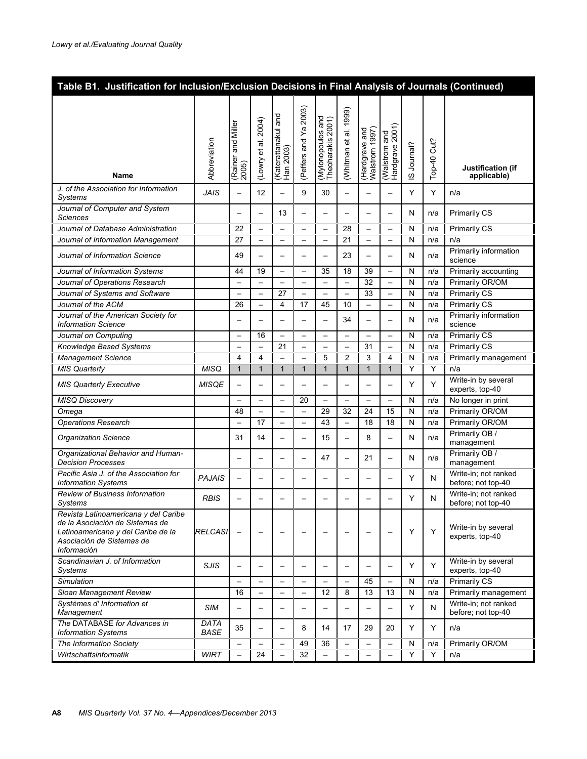**Table B1. Justification for Inclusion/Exclusion Decisions in Final Analysis of Journals (Continued)**

| Name | Abbreviation | (Rainer and Miller 2005) | (Lowry et al. 2004) | (Katerattanakul and Han 2003) | (Peffers and Ya 2003) | (Mylonopoulos and Theoharakis 2001) | (Whitman et al. 1999) | (Hardgrave and Walstrom 1997) | (Walstrom and Hardgrave 2001) | IS Journal? | Top-40 Cut? | Justification (if applicable) |
|---|---|---|---|---|---|---|---|---|---|---|---|---|
| *J. of the Association for Information Systems* | *JAIS* | – | 12 | – | 9 | 30 | – | – | – | Y | Y | n/a |
| *Journal of Computer and System Sciences* | | – | – | 13 | – | – | – | – | – | N | n/a | Primarily CS |
| *Journal of Database Administration* | | 22 | – | – | – | – | 28 | – | – | N | n/a | Primarily CS |
| *Journal of Information Management* | | 27 | – | – | – | – | 21 | – | – | N | n/a | n/a |
| *Journal of Information Science* | | 49 | – | – | – | – | 23 | – | – | N | n/a | Primarily information science |
| *Journal of Information Systems* | | 44 | 19 | – | – | 35 | 18 | 39 | – | N | n/a | Primarily accounting |
| *Journal of Operations Research* | | – | – | – | – | – | – | 32 | – | N | n/a | Primarily OR/OM |
| *Journal of Systems and Software* | | – | – | 27 | – | – | – | 33 | – | N | n/a | Primarily CS |
| *Journal of the ACM* | | 26 | – | 4 | 17 | 45 | 10 | – | – | N | n/a | Primarily CS |
| *Journal of the American Society for Information Science* | | – | – | – | – | – | 34 | – | – | N | n/a | Primarily information science |
| *Journal on Computing* | | – | 16 | – | – | – | – | – | – | N | n/a | Primarily CS |
| *Knowledge Based Systems* | | – | – | 21 | – | – | – | 31 | – | N | n/a | Primarily CS |
| *Management Science* | | 4 | 4 | – | – | 5 | 2 | 3 | 4 | N | n/a | Primarily management |
| *MIS Quarterly* | *MISQ* | 1 | 1 | 1 | 1 | 1 | 1 | 1 | 1 | Y | Y | n/a |
| *MIS Quarterly Executive* | *MISQE* | – | – | – | – | – | – | – | – | Y | Y | Write-in by several experts, top-40 |
| *MISQ Discovery* | | – | – | – | 20 | – | – | – | – | N | n/a | No longer in print |
| *Omega* | | 48 | – | – | – | 29 | 32 | 24 | 15 | N | n/a | Primarily OR/OM |
| *Operations Research* | | – | 17 | – | – | 43 | – | 18 | 18 | N | n/a | Primarily OR/OM |
| *Organization Science* | | 31 | 14 | – | – | 15 | – | 8 | – | N | n/a | Primarily OB / management |
| *Organizational Behavior and Human-Decision Processes* | | – | – | – | – | 47 | – | 21 | – | N | n/a | Primarily OB / management |
| *Pacific Asia J. of the Association for Information Systems* | *PAJAIS* | – | – | – | – | – | – | – | – | Y | N | Write-in; not ranked before; not top-40 |
| *Review of Business Information Systems* | *RBIS* | – | – | – | – | – | – | – | – | Y | N | Write-in; not ranked before; not top-40 |
| *Revista Latinoamericana y del Caribe de la Asociación de Sistemas de Latinoamericana y del Caribe de la Asociación de Sistemas de Información* | *RELCASI* | – | – | – | – | – | – | – | – | Y | Y | Write-in by several experts, top-40 |
| *Scandinavian J. of Information Systems* | *SJIS* | – | – | – | – | – | – | – | – | Y | Y | Write-in by several experts, top-40 |
| *Simulation* | | – | – | – | – | – | – | 45 | – | N | n/a | Primarily CS |
| *Sloan Management Review* | | 16 | – | – | – | 12 | 8 | 13 | 13 | N | n/a | Primarily management |
| *Systèmes d' Information et Management* | *SIM* | – | – | – | – | – | – | – | – | Y | N | Write-in; not ranked before; not top-40 |
| *The DATABASE for Advances in Information Systems* | *DATA BASE* | 35 | – | – | 8 | 14 | 17 | 29 | 20 | Y | Y | n/a |
| *The Information Society* | | – | – | – | 49 | 36 | – | – | – | N | n/a | Primarily OR/OM |
| *Wirtschaftsinformatik* | *WIRT* | – | 24 | – | 32 | – | – | – | – | Y | Y | n/a |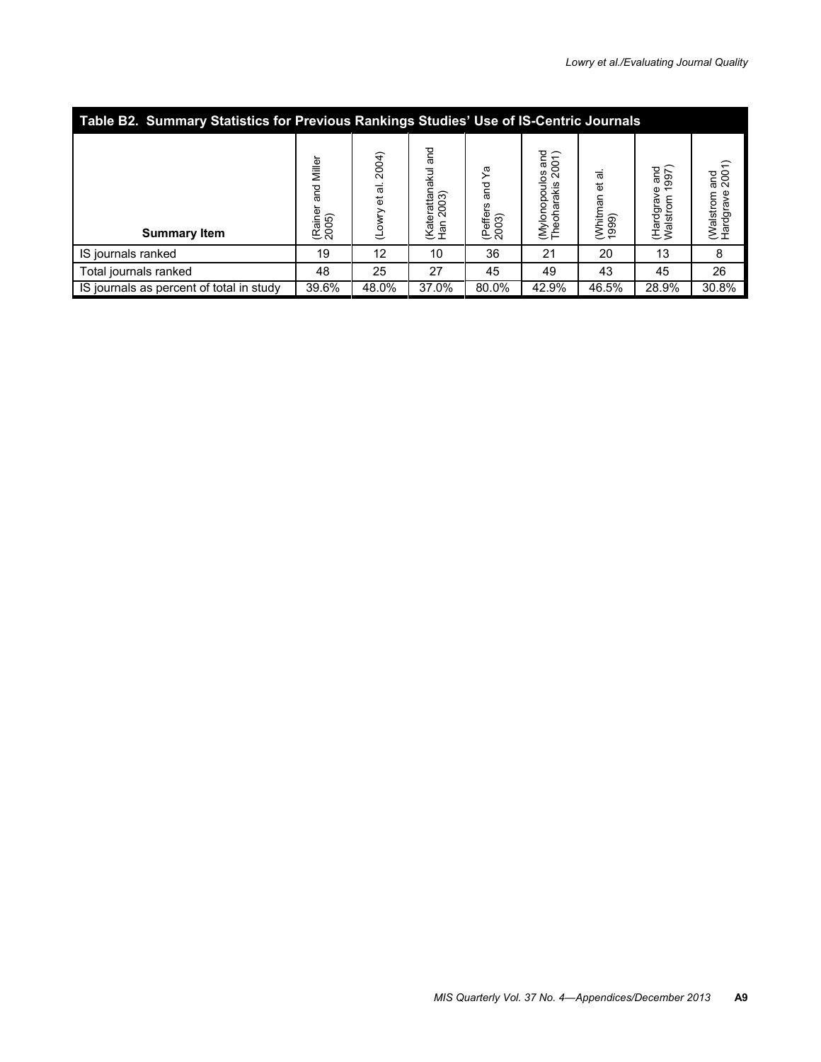**Table B2. Summary Statistics for Previous Rankings Studies' Use of IS-Centric Journals**

| Summary Item | (Rainer and Miller 2005) | (Lowry et al. 2004) | (Katerattanakul and Han 2003) | (Peffers and Ya 2003) | (Mylonopoulos and Theoharakis 2001) | (Whitman et al. 1999) | (Hardgrave and Walstrom 1997) | (Walstrom and Hardgrave 2001) |
|---|---|---|---|---|---|---|---|---|
| IS journals ranked | 19 | 12 | 10 | 36 | 21 | 20 | 13 | 8 |
| Total journals ranked | 48 | 25 | 27 | 45 | 49 | 43 | 45 | 26 |
| IS journals as percent of total in study | 39.6% | 48.0% | 37.0% | 80.0% | 42.9% | 46.5% | 28.9% | 30.8% |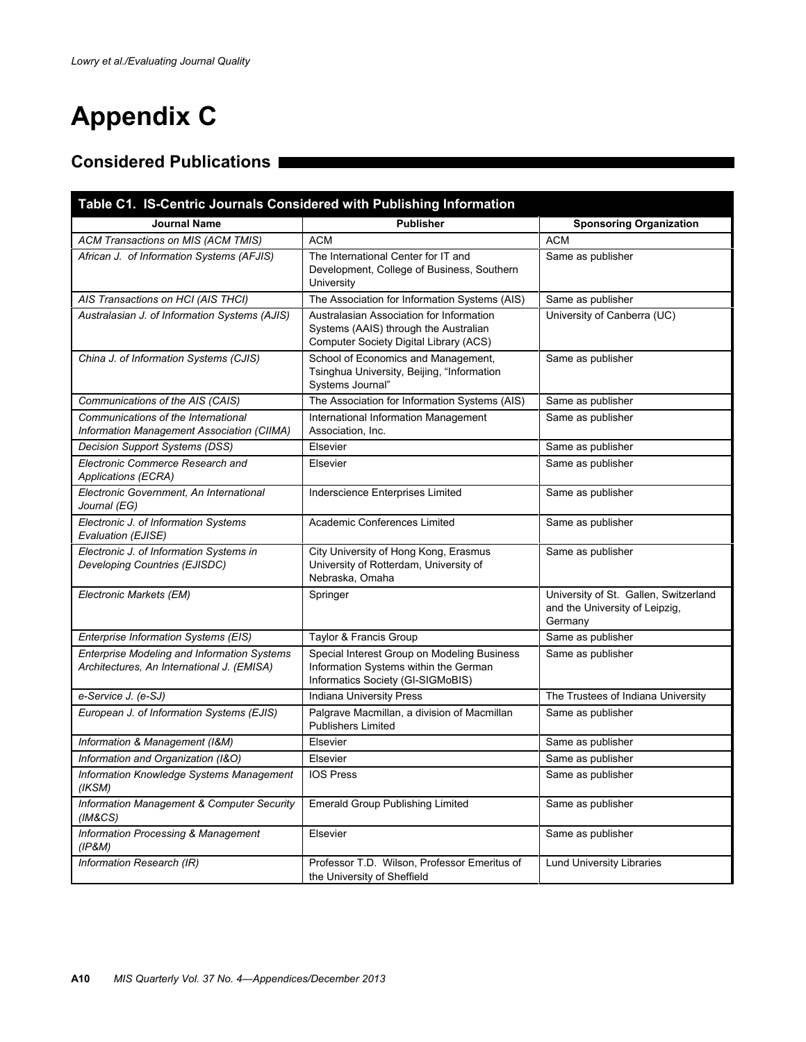# Appendix C

## Considered Publications

**Table C1. IS-Centric Journals Considered with Publishing Information**

| Journal Name | Publisher | Sponsoring Organization |
|---|---|---|
| *ACM Transactions on MIS (ACM TMIS)* | ACM | ACM |
| *African J. of Information Systems (AFJIS)* | The International Center for IT and Development, College of Business, Southern University | Same as publisher |
| *AIS Transactions on HCI (AIS THCI)* | The Association for Information Systems (AIS) | Same as publisher |
| *Australasian J. of Information Systems (AJIS)* | Australasian Association for Information Systems (AAIS) through the Australian Computer Society Digital Library (ACS) | University of Canberra (UC) |
| *China J. of Information Systems (CJIS)* | School of Economics and Management, Tsinghua University, Beijing, "Information Systems Journal" | Same as publisher |
| *Communications of the AIS (CAIS)* | The Association for Information Systems (AIS) | Same as publisher |
| *Communications of the International Information Management Association (CIIMA)* | International Information Management Association, Inc. | Same as publisher |
| *Decision Support Systems (DSS)* | Elsevier | Same as publisher |
| *Electronic Commerce Research and Applications (ECRA)* | Elsevier | Same as publisher |
| *Electronic Government, An International Journal (EG)* | Inderscience Enterprises Limited | Same as publisher |
| *Electronic J. of Information Systems Evaluation (EJISE)* | Academic Conferences Limited | Same as publisher |
| *Electronic J. of Information Systems in Developing Countries (EJISDC)* | City University of Hong Kong, Erasmus University of Rotterdam, University of Nebraska, Omaha | Same as publisher |
| *Electronic Markets (EM)* | Springer | University of St. Gallen, Switzerland and the University of Leipzig, Germany |
| *Enterprise Information Systems (EIS)* | Taylor & Francis Group | Same as publisher |
| *Enterprise Modeling and Information Systems Architectures, An International J. (EMISA)* | Special Interest Group on Modeling Business Information Systems within the German Informatics Society (GI-SIGMoBIS) | Same as publisher |
| *e-Service J. (e-SJ)* | Indiana University Press | The Trustees of Indiana University |
| *European J. of Information Systems (EJIS)* | Palgrave Macmillan, a division of Macmillan Publishers Limited | Same as publisher |
| *Information & Management (I&M)* | Elsevier | Same as publisher |
| *Information and Organization (I&O)* | Elsevier | Same as publisher |
| *Information Knowledge Systems Management (IKSM)* | IOS Press | Same as publisher |
| *Information Management & Computer Security (IM&CS)* | Emerald Group Publishing Limited | Same as publisher |
| *Information Processing & Management (IP&M)* | Elsevier | Same as publisher |
| *Information Research (IR)* | Professor T.D. Wilson, Professor Emeritus of the University of Sheffield | Lund University Libraries |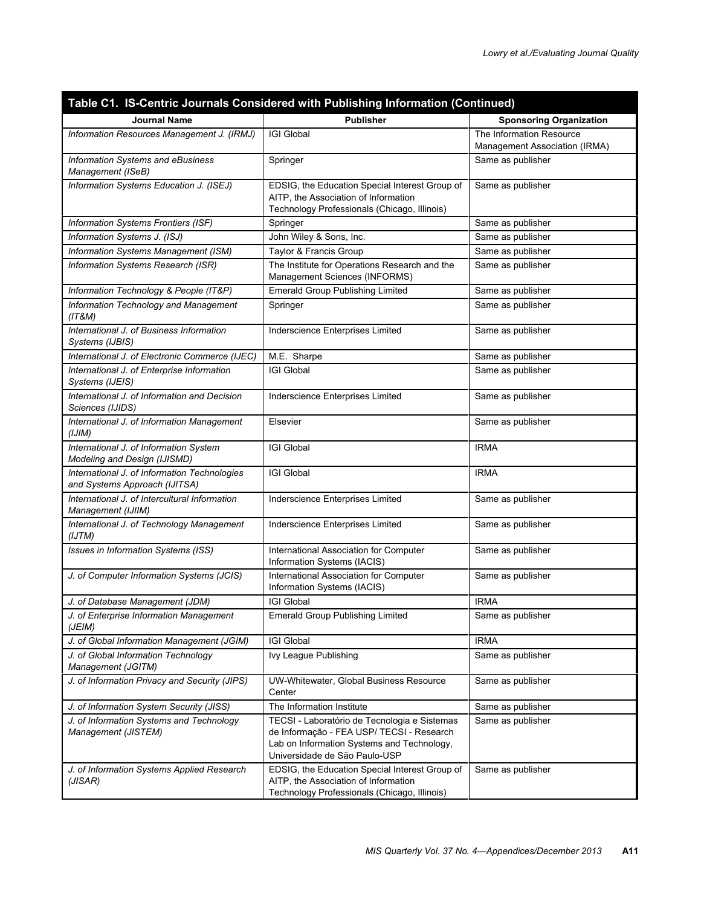**Table C1. IS-Centric Journals Considered with Publishing Information (Continued)**

| Journal Name | Publisher | Sponsoring Organization |
|---|---|---|
| *Information Resources Management J. (IRMJ)* | IGI Global | The Information Resource Management Association (IRMA) |
| *Information Systems and eBusiness Management (ISeB)* | Springer | Same as publisher |
| *Information Systems Education J. (ISEJ)* | EDSIG, the Education Special Interest Group of AITP, the Association of Information Technology Professionals (Chicago, Illinois) | Same as publisher |
| *Information Systems Frontiers (ISF)* | Springer | Same as publisher |
| *Information Systems J. (ISJ)* | John Wiley & Sons, Inc. | Same as publisher |
| *Information Systems Management (ISM)* | Taylor & Francis Group | Same as publisher |
| *Information Systems Research (ISR)* | The Institute for Operations Research and the Management Sciences (INFORMS) | Same as publisher |
| *Information Technology & People (IT&P)* | Emerald Group Publishing Limited | Same as publisher |
| *Information Technology and Management (IT&M)* | Springer | Same as publisher |
| *International J. of Business Information Systems (IJBIS)* | Inderscience Enterprises Limited | Same as publisher |
| *International J. of Electronic Commerce (IJEC)* | M.E. Sharpe | Same as publisher |
| *International J. of Enterprise Information Systems (IJEIS)* | IGI Global | Same as publisher |
| *International J. of Information and Decision Sciences (IJIDS)* | Inderscience Enterprises Limited | Same as publisher |
| *International J. of Information Management (IJIM)* | Elsevier | Same as publisher |
| *International J. of Information System Modeling and Design (IJISMD)* | IGI Global | IRMA |
| *International J. of Information Technologies and Systems Approach (IJITSA)* | IGI Global | IRMA |
| *International J. of Intercultural Information Management (IJIIM)* | Inderscience Enterprises Limited | Same as publisher |
| *International J. of Technology Management (IJTM)* | Inderscience Enterprises Limited | Same as publisher |
| *Issues in Information Systems (ISS)* | International Association for Computer Information Systems (IACIS) | Same as publisher |
| *J. of Computer Information Systems (JCIS)* | International Association for Computer Information Systems (IACIS) | Same as publisher |
| *J. of Database Management (JDM)* | IGI Global | IRMA |
| *J. of Enterprise Information Management (JEIM)* | Emerald Group Publishing Limited | Same as publisher |
| *J. of Global Information Management (JGIM)* | IGI Global | IRMA |
| *J. of Global Information Technology Management (JGITM)* | Ivy League Publishing | Same as publisher |
| *J. of Information Privacy and Security (JIPS)* | UW-Whitewater, Global Business Resource Center | Same as publisher |
| *J. of Information System Security (JISS)* | The Information Institute | Same as publisher |
| *J. of Information Systems and Technology Management (JISTEM)* | TECSI - Laboratório de Tecnologia e Sistemas de Informação - FEA USP/ TECSI - Research Lab on Information Systems and Technology, Universidade de São Paulo-USP | Same as publisher |
| *J. of Information Systems Applied Research (JISAR)* | EDSIG, the Education Special Interest Group of AITP, the Association of Information Technology Professionals (Chicago, Illinois) | Same as publisher |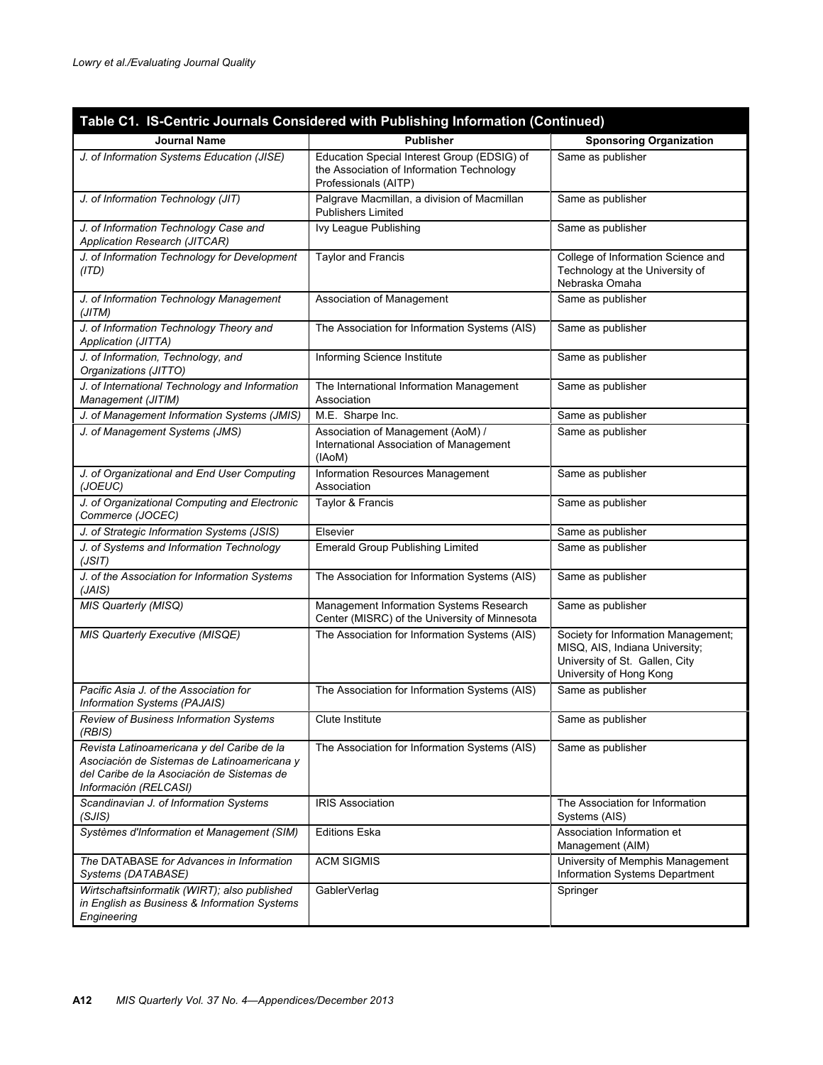**Table C1. IS-Centric Journals Considered with Publishing Information (Continued)**

| Journal Name | Publisher | Sponsoring Organization |
|---|---|---|
| *J. of Information Systems Education (JISE)* | Education Special Interest Group (EDSIG) of the Association of Information Technology Professionals (AITP) | Same as publisher |
| *J. of Information Technology (JIT)* | Palgrave Macmillan, a division of Macmillan Publishers Limited | Same as publisher |
| *J. of Information Technology Case and Application Research (JITCAR)* | Ivy League Publishing | Same as publisher |
| *J. of Information Technology for Development (ITD)* | Taylor and Francis | College of Information Science and Technology at the University of Nebraska Omaha |
| *J. of Information Technology Management (JITM)* | Association of Management | Same as publisher |
| *J. of Information Technology Theory and Application (JITTA)* | The Association for Information Systems (AIS) | Same as publisher |
| *J. of Information, Technology, and Organizations (JITTO)* | Informing Science Institute | Same as publisher |
| *J. of International Technology and Information Management (JITIM)* | The International Information Management Association | Same as publisher |
| *J. of Management Information Systems (JMIS)* | M.E. Sharpe Inc. | Same as publisher |
| *J. of Management Systems (JMS)* | Association of Management (AoM) / International Association of Management (IAoM) | Same as publisher |
| *J. of Organizational and End User Computing (JOEUC)* | Information Resources Management Association | Same as publisher |
| *J. of Organizational Computing and Electronic Commerce (JOCEC)* | Taylor & Francis | Same as publisher |
| *J. of Strategic Information Systems (JSIS)* | Elsevier | Same as publisher |
| *J. of Systems and Information Technology (JSIT)* | Emerald Group Publishing Limited | Same as publisher |
| *J. of the Association for Information Systems (JAIS)* | The Association for Information Systems (AIS) | Same as publisher |
| *MIS Quarterly (MISQ)* | Management Information Systems Research Center (MISRC) of the University of Minnesota | Same as publisher |
| *MIS Quarterly Executive (MISQE)* | The Association for Information Systems (AIS) | Society for Information Management; MISQ, AIS, Indiana University; University of St. Gallen, City University of Hong Kong |
| *Pacific Asia J. of the Association for Information Systems (PAJAIS)* | The Association for Information Systems (AIS) | Same as publisher |
| *Review of Business Information Systems (RBIS)* | Clute Institute | Same as publisher |
| *Revista Latinoamericana y del Caribe de la Asociación de Sistemas de Latinoamericana y del Caribe de la Asociación de Sistemas de Información (RELCASI)* | The Association for Information Systems (AIS) | Same as publisher |
| *Scandinavian J. of Information Systems (SJIS)* | IRIS Association | The Association for Information Systems (AIS) |
| *Systèmes d'Information et Management (SIM)* | Editions Eska | Association Information et Management (AIM) |
| *The* DATABASE *for Advances in Information Systems (DATABASE)* | ACM SIGMIS | University of Memphis Management Information Systems Department |
| *Wirtschaftsinformatik (WIRT); also published in English as Business & Information Systems Engineering* | GablerVerlag | Springer |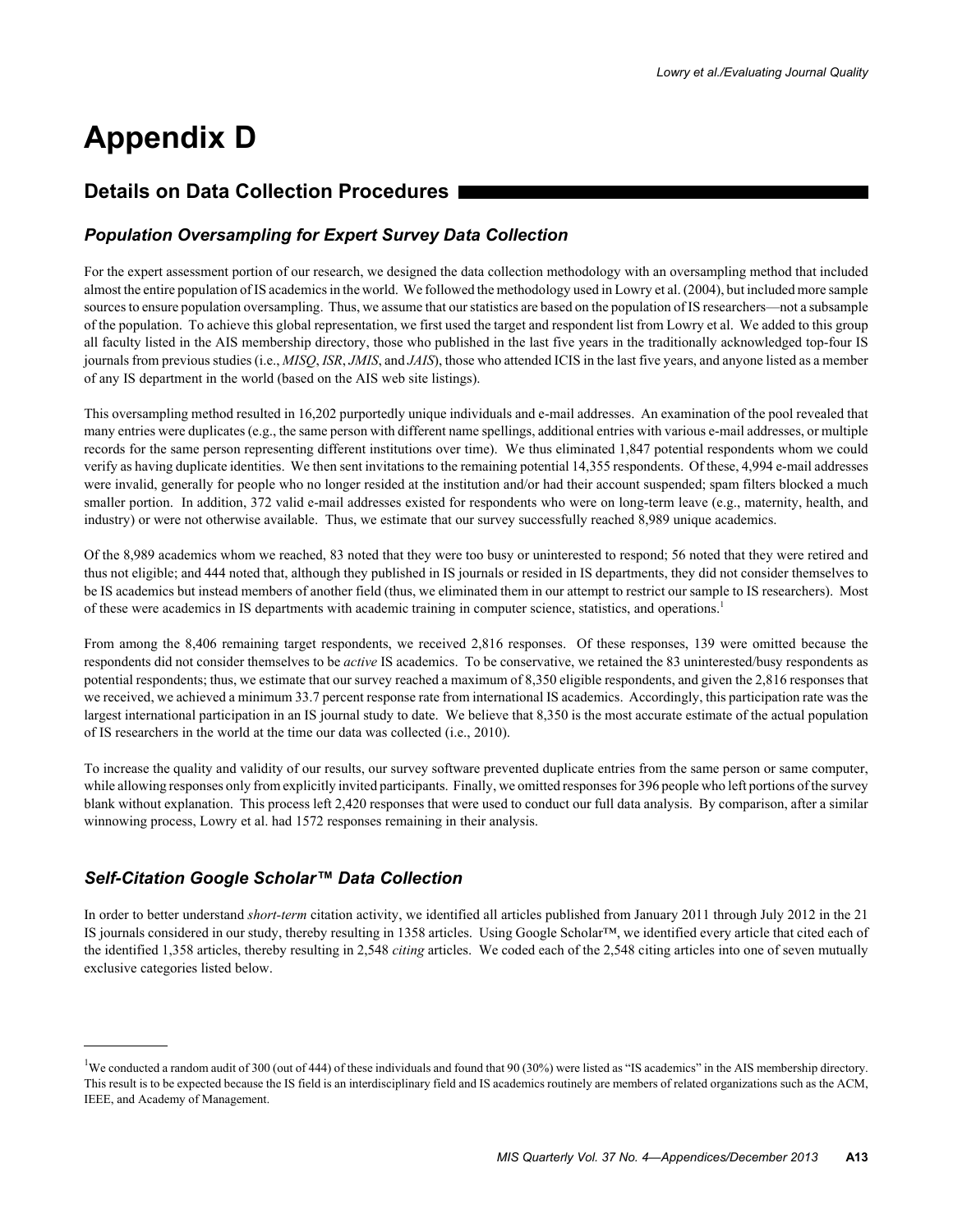# Appendix D

## Details on Data Collection Procedures

### *Population Oversampling for Expert Survey Data Collection*

For the expert assessment portion of our research, we designed the data collection methodology with an oversampling method that included almost the entire population of IS academics in the world. We followed the methodology used in Lowry et al. (2004), but included more sample sources to ensure population oversampling. Thus, we assume that our statistics are based on the population of IS researchers—not a subsample of the population. To achieve this global representation, we first used the target and respondent list from Lowry et al. We added to this group all faculty listed in the AIS membership directory, those who published in the last five years in the traditionally acknowledged top-four IS journals from previous studies (i.e., *MISQ*, *ISR*, *JMIS*, and *JAIS*), those who attended ICIS in the last five years, and anyone listed as a member of any IS department in the world (based on the AIS web site listings).

This oversampling method resulted in 16,202 purportedly unique individuals and e-mail addresses. An examination of the pool revealed that many entries were duplicates (e.g., the same person with different name spellings, additional entries with various e-mail addresses, or multiple records for the same person representing different institutions over time). We thus eliminated 1,847 potential respondents whom we could verify as having duplicate identities. We then sent invitations to the remaining potential 14,355 respondents. Of these, 4,994 e-mail addresses were invalid, generally for people who no longer resided at the institution and/or had their account suspended; spam filters blocked a much smaller portion. In addition, 372 valid e-mail addresses existed for respondents who were on long-term leave (e.g., maternity, health, and industry) or were not otherwise available. Thus, we estimate that our survey successfully reached 8,989 unique academics.

Of the 8,989 academics whom we reached, 83 noted that they were too busy or uninterested to respond; 56 noted that they were retired and thus not eligible; and 444 noted that, although they published in IS journals or resided in IS departments, they did not consider themselves to be IS academics but instead members of another field (thus, we eliminated them in our attempt to restrict our sample to IS researchers). Most of these were academics in IS departments with academic training in computer science, statistics, and operations.[1]

From among the 8,406 remaining target respondents, we received 2,816 responses. Of these responses, 139 were omitted because the respondents did not consider themselves to be *active* IS academics. To be conservative, we retained the 83 uninterested/busy respondents as potential respondents; thus, we estimate that our survey reached a maximum of 8,350 eligible respondents, and given the 2,816 responses that we received, we achieved a minimum 33.7 percent response rate from international IS academics. Accordingly, this participation rate was the largest international participation in an IS journal study to date. We believe that 8,350 is the most accurate estimate of the actual population of IS researchers in the world at the time our data was collected (i.e., 2010).

To increase the quality and validity of our results, our survey software prevented duplicate entries from the same person or same computer, while allowing responses only from explicitly invited participants. Finally, we omitted responses for 396 people who left portions of the survey blank without explanation. This process left 2,420 responses that were used to conduct our full data analysis. By comparison, after a similar winnowing process, Lowry et al. had 1572 responses remaining in their analysis.

### *Self-Citation Google Scholar™ Data Collection*

In order to better understand *short-term* citation activity, we identified all articles published from January 2011 through July 2012 in the 21 IS journals considered in our study, thereby resulting in 1358 articles. Using Google Scholar™, we identified every article that cited each of the identified 1,358 articles, thereby resulting in 2,548 *citing* articles. We coded each of the 2,548 citing articles into one of seven mutually exclusive categories listed below.

---

[1] We conducted a random audit of 300 (out of 444) of these individuals and found that 90 (30%) were listed as "IS academics" in the AIS membership directory. This result is to be expected because the IS field is an interdisciplinary field and IS academics routinely are members of related organizations such as the ACM, IEEE, and Academy of Management.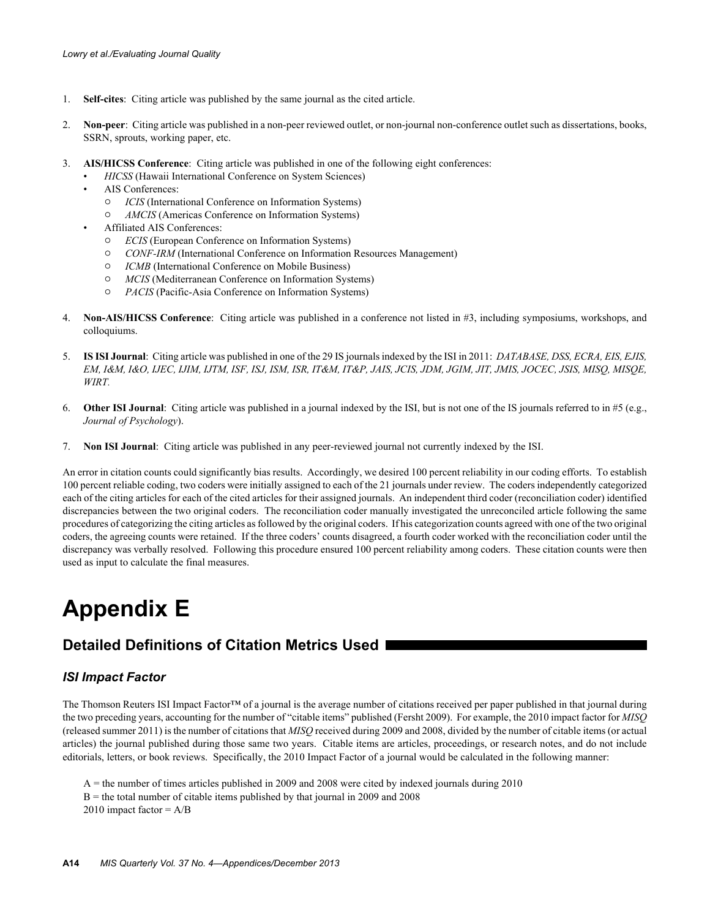1. **Self-cites**: Citing article was published by the same journal as the cited article.

2. **Non-peer**: Citing article was published in a non-peer reviewed outlet, or non-journal non-conference outlet such as dissertations, books, SSRN, sprouts, working paper, etc.

3. **AIS/HICSS Conference**: Citing article was published in one of the following eight conferences:
   - *HICSS* (Hawaii International Conference on System Sciences)
   - AIS Conferences:
     - *ICIS* (International Conference on Information Systems)
     - *AMCIS* (Americas Conference on Information Systems)
   - Affiliated AIS Conferences:
     - *ECIS* (European Conference on Information Systems)
     - *CONF-IRM* (International Conference on Information Resources Management)
     - *ICMB* (International Conference on Mobile Business)
     - *MCIS* (Mediterranean Conference on Information Systems)
     - *PACIS* (Pacific-Asia Conference on Information Systems)

4. **Non-AIS/HICSS Conference**: Citing article was published in a conference not listed in #3, including symposiums, workshops, and colloquiums.

5. **IS ISI Journal**: Citing article was published in one of the 29 IS journals indexed by the ISI in 2011: *DATABASE, DSS, ECRA, EIS, EJIS, EM, I&M, I&O, IJEC, IJIM, IJTM, ISF, ISJ, ISM, ISR, IT&M, IT&P, JAIS, JCIS, JDM, JGIM, JIT, JMIS, JOCEC, JSIS, MISQ, MISQE, WIRT.*

6. **Other ISI Journal**: Citing article was published in a journal indexed by the ISI, but is not one of the IS journals referred to in #5 (e.g., *Journal of Psychology*).

7. **Non ISI Journal**: Citing article was published in any peer-reviewed journal not currently indexed by the ISI.

An error in citation counts could significantly bias results. Accordingly, we desired 100 percent reliability in our coding efforts. To establish 100 percent reliable coding, two coders were initially assigned to each of the 21 journals under review. The coders independently categorized each of the citing articles for each of the cited articles for their assigned journals. An independent third coder (reconciliation coder) identified discrepancies between the two original coders. The reconciliation coder manually investigated the unreconciled article following the same procedures of categorizing the citing articles as followed by the original coders. If his categorization counts agreed with one of the two original coders, the agreeing counts were retained. If the three coders' counts disagreed, a fourth coder worked with the reconciliation coder until the discrepancy was verbally resolved. Following this procedure ensured 100 percent reliability among coders. These citation counts were then used as input to calculate the final measures.

# Appendix E

## Detailed Definitions of Citation Metrics Used

### *ISI Impact Factor*

The Thomson Reuters ISI Impact Factor™ of a journal is the average number of citations received per paper published in that journal during the two preceding years, accounting for the number of "citable items" published (Fersht 2009). For example, the 2010 impact factor for *MISQ* (released summer 2011) is the number of citations that *MISQ* received during 2009 and 2008, divided by the number of citable items (or actual articles) the journal published during those same two years. Citable items are articles, proceedings, or research notes, and do not include editorials, letters, or book reviews. Specifically, the 2010 Impact Factor of a journal would be calculated in the following manner:

A = the number of times articles published in 2009 and 2008 were cited by indexed journals during 2010
B = the total number of citable items published by that journal in 2009 and 2008
2010 impact factor = A/B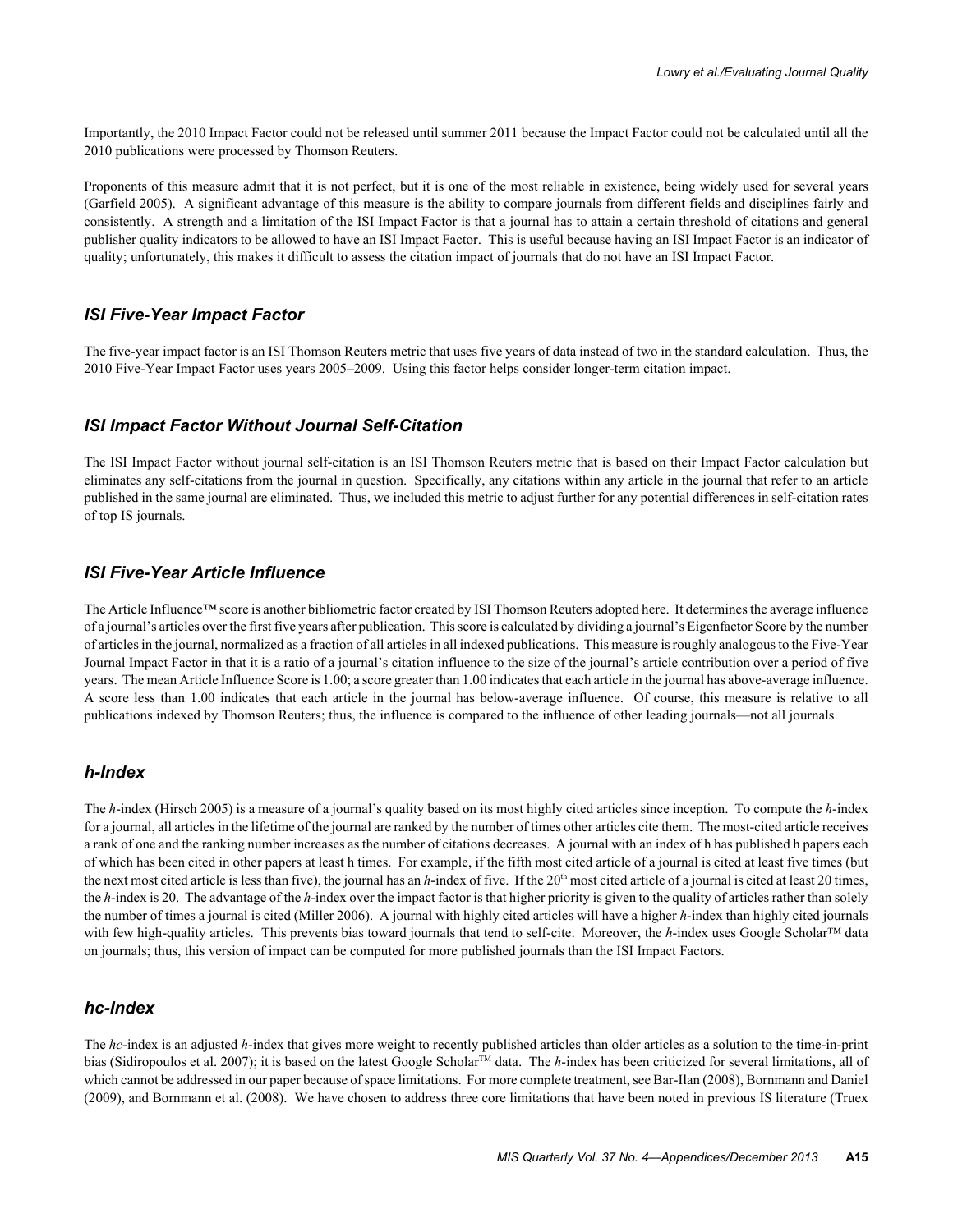Importantly, the 2010 Impact Factor could not be released until summer 2011 because the Impact Factor could not be calculated until all the 2010 publications were processed by Thomson Reuters.

Proponents of this measure admit that it is not perfect, but it is one of the most reliable in existence, being widely used for several years (Garfield 2005). A significant advantage of this measure is the ability to compare journals from different fields and disciplines fairly and consistently. A strength and a limitation of the ISI Impact Factor is that a journal has to attain a certain threshold of citations and general publisher quality indicators to be allowed to have an ISI Impact Factor. This is useful because having an ISI Impact Factor is an indicator of quality; unfortunately, this makes it difficult to assess the citation impact of journals that do not have an ISI Impact Factor.

### *ISI Five-Year Impact Factor*

The five-year impact factor is an ISI Thomson Reuters metric that uses five years of data instead of two in the standard calculation. Thus, the 2010 Five-Year Impact Factor uses years 2005–2009. Using this factor helps consider longer-term citation impact.

### *ISI Impact Factor Without Journal Self-Citation*

The ISI Impact Factor without journal self-citation is an ISI Thomson Reuters metric that is based on their Impact Factor calculation but eliminates any self-citations from the journal in question. Specifically, any citations within any article in the journal that refer to an article published in the same journal are eliminated. Thus, we included this metric to adjust further for any potential differences in self-citation rates of top IS journals.

### *ISI Five-Year Article Influence*

The Article Influence™ score is another bibliometric factor created by ISI Thomson Reuters adopted here. It determines the average influence of a journal's articles over the first five years after publication. This score is calculated by dividing a journal's Eigenfactor Score by the number of articles in the journal, normalized as a fraction of all articles in all indexed publications. This measure is roughly analogous to the Five-Year Journal Impact Factor in that it is a ratio of a journal's citation influence to the size of the journal's article contribution over a period of five years. The mean Article Influence Score is 1.00; a score greater than 1.00 indicates that each article in the journal has above-average influence. A score less than 1.00 indicates that each article in the journal has below-average influence. Of course, this measure is relative to all publications indexed by Thomson Reuters; thus, the influence is compared to the influence of other leading journals—not all journals.

### *h-Index*

The *h*-index (Hirsch 2005) is a measure of a journal's quality based on its most highly cited articles since inception. To compute the *h*-index for a journal, all articles in the lifetime of the journal are ranked by the number of times other articles cite them. The most-cited article receives a rank of one and the ranking number increases as the number of citations decreases. A journal with an index of h has published h papers each of which has been cited in other papers at least h times. For example, if the fifth most cited article of a journal is cited at least five times (but the next most cited article is less than five), the journal has an *h*-index of five. If the 20th most cited article of a journal is cited at least 20 times, the *h*-index is 20. The advantage of the *h*-index over the impact factor is that higher priority is given to the quality of articles rather than solely the number of times a journal is cited (Miller 2006). A journal with highly cited articles will have a higher *h*-index than highly cited journals with few high-quality articles. This prevents bias toward journals that tend to self-cite. Moreover, the *h*-index uses Google Scholar™ data on journals; thus, this version of impact can be computed for more published journals than the ISI Impact Factors.

### *hc-Index*

The *hc*-index is an adjusted *h*-index that gives more weight to recently published articles than older articles as a solution to the time-in-print bias (Sidiropoulos et al. 2007); it is based on the latest Google Scholar™ data. The *h*-index has been criticized for several limitations, all of which cannot be addressed in our paper because of space limitations. For more complete treatment, see Bar-Ilan (2008), Bornmann and Daniel (2009), and Bornmann et al. (2008). We have chosen to address three core limitations that have been noted in previous IS literature (Truex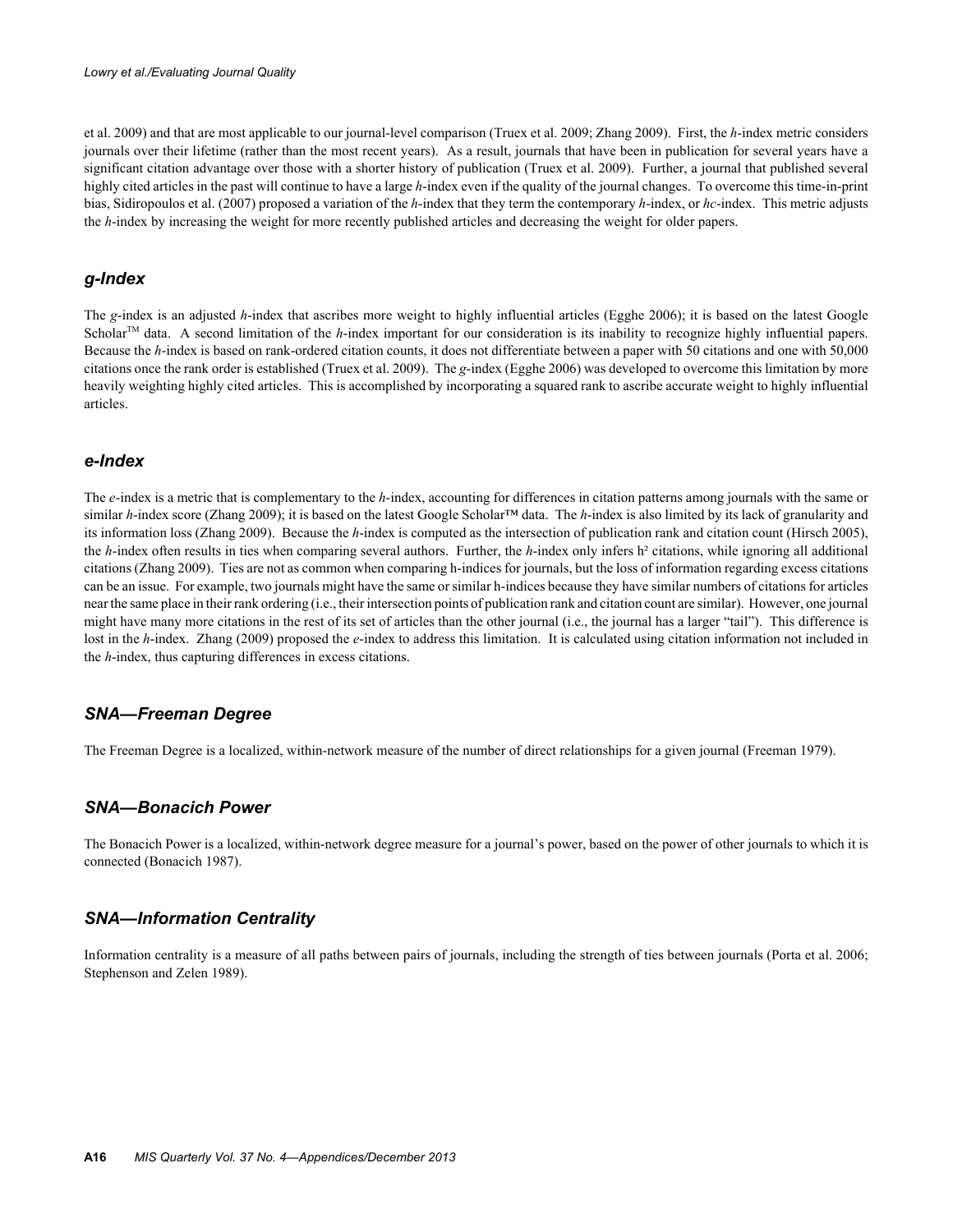et al. 2009) and that are most applicable to our journal-level comparison (Truex et al. 2009; Zhang 2009). First, the *h*-index metric considers journals over their lifetime (rather than the most recent years). As a result, journals that have been in publication for several years have a significant citation advantage over those with a shorter history of publication (Truex et al. 2009). Further, a journal that published several highly cited articles in the past will continue to have a large *h*-index even if the quality of the journal changes. To overcome this time-in-print bias, Sidiropoulos et al. (2007) proposed a variation of the *h*-index that they term the contemporary *h*-index, or *hc*-index. This metric adjusts the *h*-index by increasing the weight for more recently published articles and decreasing the weight for older papers.

### *g-Index*

The *g*-index is an adjusted *h*-index that ascribes more weight to highly influential articles (Egghe 2006); it is based on the latest Google Scholar™ data. A second limitation of the *h*-index important for our consideration is its inability to recognize highly influential papers. Because the *h*-index is based on rank-ordered citation counts, it does not differentiate between a paper with 50 citations and one with 50,000 citations once the rank order is established (Truex et al. 2009). The *g*-index (Egghe 2006) was developed to overcome this limitation by more heavily weighting highly cited articles. This is accomplished by incorporating a squared rank to ascribe accurate weight to highly influential articles.

### *e-Index*

The *e*-index is a metric that is complementary to the *h*-index, accounting for differences in citation patterns among journals with the same or similar *h*-index score (Zhang 2009); it is based on the latest Google Scholar™ data. The *h*-index is also limited by its lack of granularity and its information loss (Zhang 2009). Because the *h*-index is computed as the intersection of publication rank and citation count (Hirsch 2005), the *h*-index often results in ties when comparing several authors. Further, the *h*-index only infers $h^2$ citations, while ignoring all additional citations (Zhang 2009). Ties are not as common when comparing h-indices for journals, but the loss of information regarding excess citations can be an issue. For example, two journals might have the same or similar h-indices because they have similar numbers of citations for articles near the same place in their rank ordering (i.e., their intersection points of publication rank and citation count are similar). However, one journal might have many more citations in the rest of its set of articles than the other journal (i.e., the journal has a larger "tail"). This difference is lost in the *h*-index. Zhang (2009) proposed the *e*-index to address this limitation. It is calculated using citation information not included in the *h*-index, thus capturing differences in excess citations.

### *SNA—Freeman Degree*

The Freeman Degree is a localized, within-network measure of the number of direct relationships for a given journal (Freeman 1979).

### *SNA—Bonacich Power*

The Bonacich Power is a localized, within-network degree measure for a journal's power, based on the power of other journals to which it is connected (Bonacich 1987).

### *SNA—Information Centrality*

Information centrality is a measure of all paths between pairs of journals, including the strength of ties between journals (Porta et al. 2006; Stephenson and Zelen 1989).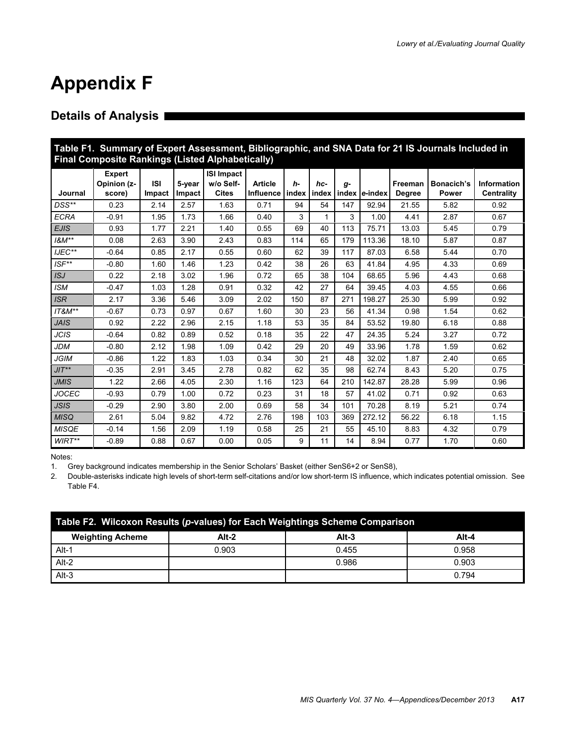# Appendix F

## Details of Analysis

**Table F1. Summary of Expert Assessment, Bibliographic, and SNA Data for 21 IS Journals Included in Final Composite Rankings (Listed Alphabetically)**

| Journal | Expert Opinion (z-score) | ISI Impact | 5-year Impact | ISI Impact w/o Self-Cites | Article Influence | *h*-index | *hc*-index | *g*-index | *e*-index | Freeman Degree | Bonacich's Power | Information Centrality |
|---|---|---|---|---|---|---|---|---|---|---|---|---|
| *DSS*** | 0.23 | 2.14 | 2.57 | 1.63 | 0.71 | 94 | 54 | 147 | 92.94 | 21.55 | 5.82 | 0.92 |
| *ECRA* | -0.91 | 1.95 | 1.73 | 1.66 | 0.40 | 3 | 1 | 3 | 1.00 | 4.41 | 2.87 | 0.67 |
| *EJIS* | 0.93 | 1.77 | 2.21 | 1.40 | 0.55 | 69 | 40 | 113 | 75.71 | 13.03 | 5.45 | 0.79 |
| *I&M*** | 0.08 | 2.63 | 3.90 | 2.43 | 0.83 | 114 | 65 | 179 | 113.36 | 18.10 | 5.87 | 0.87 |
| *IJEC*** | -0.64 | 0.85 | 2.17 | 0.55 | 0.60 | 62 | 39 | 117 | 87.03 | 6.58 | 5.44 | 0.70 |
| *ISF*** | -0.80 | 1.60 | 1.46 | 1.23 | 0.42 | 38 | 26 | 63 | 41.84 | 4.95 | 4.33 | 0.69 |
| *ISJ* | 0.22 | 2.18 | 3.02 | 1.96 | 0.72 | 65 | 38 | 104 | 68.65 | 5.96 | 4.43 | 0.68 |
| *ISM* | -0.47 | 1.03 | 1.28 | 0.91 | 0.32 | 42 | 27 | 64 | 39.45 | 4.03 | 4.55 | 0.66 |
| *ISR* | 2.17 | 3.36 | 5.46 | 3.09 | 2.02 | 150 | 87 | 271 | 198.27 | 25.30 | 5.99 | 0.92 |
| *IT&M*** | -0.67 | 0.73 | 0.97 | 0.67 | 1.60 | 30 | 23 | 56 | 41.34 | 0.98 | 1.54 | 0.62 |
| *JAIS* | 0.92 | 2.22 | 2.96 | 2.15 | 1.18 | 53 | 35 | 84 | 53.52 | 19.80 | 6.18 | 0.88 |
| *JCIS* | -0.64 | 0.82 | 0.89 | 0.52 | 0.18 | 35 | 22 | 47 | 24.35 | 5.24 | 3.27 | 0.72 |
| *JDM* | -0.80 | 2.12 | 1.98 | 1.09 | 0.42 | 29 | 20 | 49 | 33.96 | 1.78 | 1.59 | 0.62 |
| *JGIM* | -0.86 | 1.22 | 1.83 | 1.03 | 0.34 | 30 | 21 | 48 | 32.02 | 1.87 | 2.40 | 0.65 |
| *JIT*** | -0.35 | 2.91 | 3.45 | 2.78 | 0.82 | 62 | 35 | 98 | 62.74 | 8.43 | 5.20 | 0.75 |
| *JMIS* | 1.22 | 2.66 | 4.05 | 2.30 | 1.16 | 123 | 64 | 210 | 142.87 | 28.28 | 5.99 | 0.96 |
| *JOCEC* | -0.93 | 0.79 | 1.00 | 0.72 | 0.23 | 31 | 18 | 57 | 41.02 | 0.71 | 0.92 | 0.63 |
| *JSIS* | -0.29 | 2.90 | 3.80 | 2.00 | 0.69 | 58 | 34 | 101 | 70.28 | 8.19 | 5.21 | 0.74 |
| *MISQ* | 2.61 | 5.04 | 9.82 | 4.72 | 2.76 | 198 | 103 | 369 | 272.12 | 56.22 | 6.18 | 1.15 |
| *MISQE* | -0.14 | 1.56 | 2.09 | 1.19 | 0.58 | 25 | 21 | 55 | 45.10 | 8.83 | 4.32 | 0.79 |
| *WIRT*** | -0.89 | 0.88 | 0.67 | 0.00 | 0.05 | 9 | 11 | 14 | 8.94 | 0.77 | 1.70 | 0.60 |

Notes:

1. Grey background indicates membership in the Senior Scholars' Basket (either SenS6+2 or SenS8),
2. Double-asterisks indicate high levels of short-term self-citations and/or low short-term IS influence, which indicates potential omission. See Table F4.

**Table F2. Wilcoxon Results (*p*-values) for Each Weightings Scheme Comparison**

| Weighting Acheme | Alt-2 | Alt-3 | Alt-4 |
|---|---|---|---|
| Alt-1 | 0.903 | 0.455 | 0.958 |
| Alt-2 | | 0.986 | 0.903 |
| Alt-3 | | | 0.794 |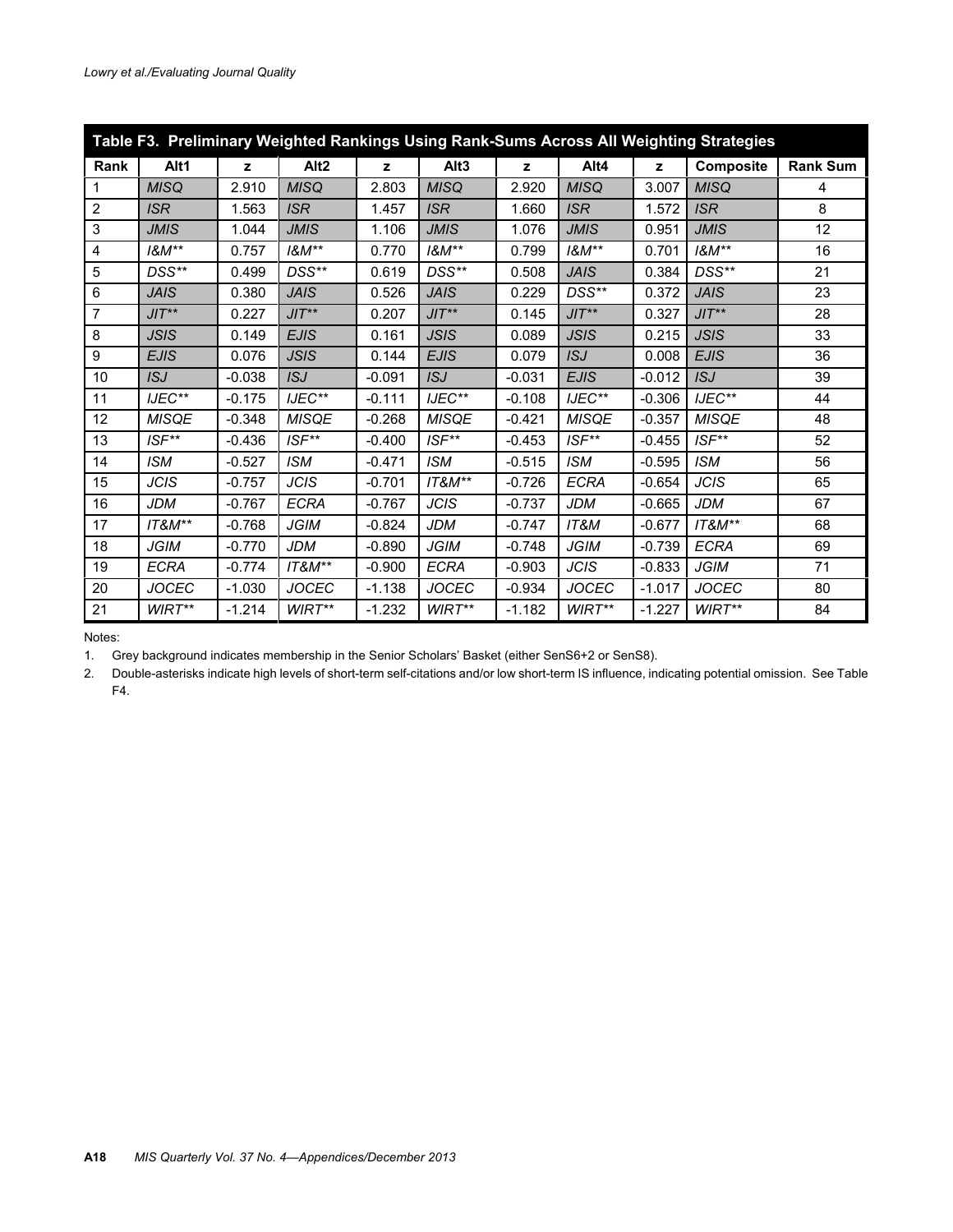**Table F3. Preliminary Weighted Rankings Using Rank-Sums Across All Weighting Strategies**

| Rank | Alt1 | z | Alt2 | z | Alt3 | z | Alt4 | z | Composite | Rank Sum |
|---|---|---|---|---|---|---|---|---|---|---|
| 1 | *MISQ* | 2.910 | *MISQ* | 2.803 | *MISQ* | 2.920 | *MISQ* | 3.007 | *MISQ* | 4 |
| 2 | *ISR* | 1.563 | *ISR* | 1.457 | *ISR* | 1.660 | *ISR* | 1.572 | *ISR* | 8 |
| 3 | *JMIS* | 1.044 | *JMIS* | 1.106 | *JMIS* | 1.076 | *JMIS* | 0.951 | *JMIS* | 12 |
| 4 | *I&M*** | 0.757 | *I&M*** | 0.770 | *I&M*** | 0.799 | *I&M*** | 0.701 | *I&M*** | 16 |
| 5 | *DSS*** | 0.499 | *DSS*** | 0.619 | *DSS*** | 0.508 | *JAIS* | 0.384 | *DSS*** | 21 |
| 6 | *JAIS* | 0.380 | *JAIS* | 0.526 | *JAIS* | 0.229 | *DSS*** | 0.372 | *JAIS* | 23 |
| 7 | *JIT*** | 0.227 | *JIT*** | 0.207 | *JIT*** | 0.145 | *JIT*** | 0.327 | *JIT*** | 28 |
| 8 | *JSIS* | 0.149 | *EJIS* | 0.161 | *JSIS* | 0.089 | *JSIS* | 0.215 | *JSIS* | 33 |
| 9 | *EJIS* | 0.076 | *JSIS* | 0.144 | *EJIS* | 0.079 | *ISJ* | 0.008 | *EJIS* | 36 |
| 10 | *ISJ* | -0.038 | *ISJ* | -0.091 | *ISJ* | -0.031 | *EJIS* | -0.012 | *ISJ* | 39 |
| 11 | *IJEC*** | -0.175 | *IJEC*** | -0.111 | *IJEC*** | -0.108 | *IJEC*** | -0.306 | *IJEC*** | 44 |
| 12 | *MISQE* | -0.348 | *MISQE* | -0.268 | *MISQE* | -0.421 | *MISQE* | -0.357 | *MISQE* | 48 |
| 13 | *ISF*** | -0.436 | *ISF*** | -0.400 | *ISF*** | -0.453 | *ISF*** | -0.455 | *ISF*** | 52 |
| 14 | *ISM* | -0.527 | *ISM* | -0.471 | *ISM* | -0.515 | *ISM* | -0.595 | *ISM* | 56 |
| 15 | *JCIS* | -0.757 | *JCIS* | -0.701 | *IT&M*** | -0.726 | *ECRA* | -0.654 | *JCIS* | 65 |
| 16 | *JDM* | -0.767 | *ECRA* | -0.767 | *JCIS* | -0.737 | *JDM* | -0.665 | *JDM* | 67 |
| 17 | *IT&M*** | -0.768 | *JGIM* | -0.824 | *JDM* | -0.747 | *IT&M* | -0.677 | *IT&M*** | 68 |
| 18 | *JGIM* | -0.770 | *JDM* | -0.890 | *JGIM* | -0.748 | *JGIM* | -0.739 | *ECRA* | 69 |
| 19 | *ECRA* | -0.774 | *IT&M*** | -0.900 | *ECRA* | -0.903 | *JCIS* | -0.833 | *JGIM* | 71 |
| 20 | *JOCEC* | -1.030 | *JOCEC* | -1.138 | *JOCEC* | -0.934 | *JOCEC* | -1.017 | *JOCEC* | 80 |
| 21 | *WIRT*** | -1.214 | *WIRT*** | -1.232 | *WIRT*** | -1.182 | *WIRT*** | -1.227 | *WIRT*** | 84 |

Notes:

1. Grey background indicates membership in the Senior Scholars' Basket (either SenS6+2 or SenS8).
2. Double-asterisks indicate high levels of short-term self-citations and/or low short-term IS influence, indicating potential omission. See Table F4.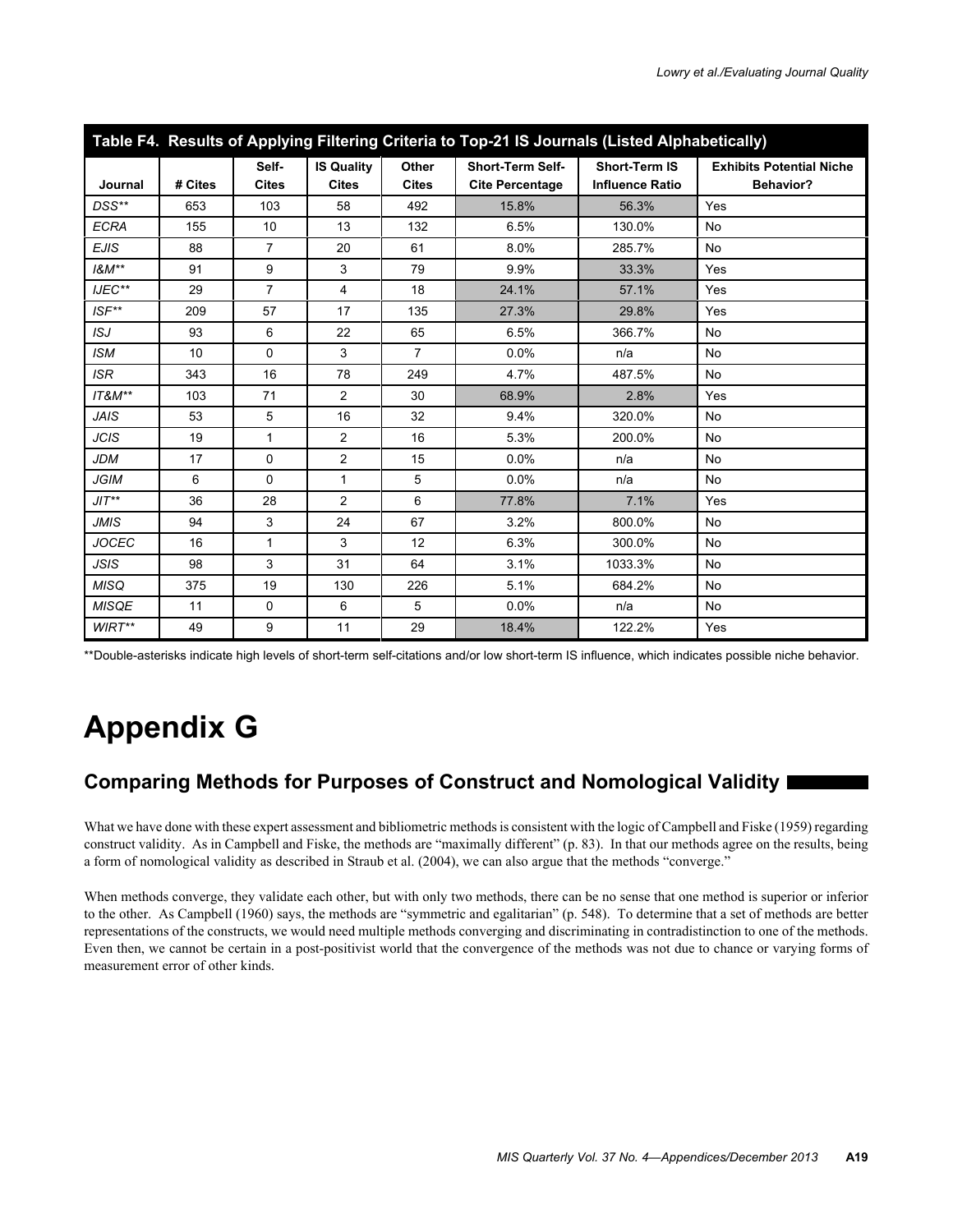**Table F4. Results of Applying Filtering Criteria to Top-21 IS Journals (Listed Alphabetically)**

| Journal | # Cites | Self-Cites | IS Quality Cites | Other Cites | Short-Term Self-Cite Percentage | Short-Term IS Influence Ratio | Exhibits Potential Niche Behavior? |
|---|---|---|---|---|---|---|---|
| *DSS*** | 653 | 103 | 58 | 492 | 15.8% | 56.3% | Yes |
| *ECRA* | 155 | 10 | 13 | 132 | 6.5% | 130.0% | No |
| *EJIS* | 88 | 7 | 20 | 61 | 8.0% | 285.7% | No |
| *I&M*** | 91 | 9 | 3 | 79 | 9.9% | 33.3% | Yes |
| *IJEC*** | 29 | 7 | 4 | 18 | 24.1% | 57.1% | Yes |
| *ISF*** | 209 | 57 | 17 | 135 | 27.3% | 29.8% | Yes |
| *ISJ* | 93 | 6 | 22 | 65 | 6.5% | 366.7% | No |
| *ISM* | 10 | 0 | 3 | 7 | 0.0% | n/a | No |
| *ISR* | 343 | 16 | 78 | 249 | 4.7% | 487.5% | No |
| *IT&M*** | 103 | 71 | 2 | 30 | 68.9% | 2.8% | Yes |
| *JAIS* | 53 | 5 | 16 | 32 | 9.4% | 320.0% | No |
| *JCIS* | 19 | 1 | 2 | 16 | 5.3% | 200.0% | No |
| *JDM* | 17 | 0 | 2 | 15 | 0.0% | n/a | No |
| *JGIM* | 6 | 0 | 1 | 5 | 0.0% | n/a | No |
| *JIT*** | 36 | 28 | 2 | 6 | 77.8% | 7.1% | Yes |
| *JMIS* | 94 | 3 | 24 | 67 | 3.2% | 800.0% | No |
| *JOCEC* | 16 | 1 | 3 | 12 | 6.3% | 300.0% | No |
| *JSIS* | 98 | 3 | 31 | 64 | 3.1% | 1033.3% | No |
| *MISQ* | 375 | 19 | 130 | 226 | 5.1% | 684.2% | No |
| *MISQE* | 11 | 0 | 6 | 5 | 0.0% | n/a | No |
| *WIRT*** | 49 | 9 | 11 | 29 | 18.4% | 122.2% | Yes |

**Double-asterisks indicate high levels of short-term self-citations and/or low short-term IS influence, which indicates possible niche behavior.

# Appendix G

## Comparing Methods for Purposes of Construct and Nomological Validity

What we have done with these expert assessment and bibliometric methods is consistent with the logic of Campbell and Fiske (1959) regarding construct validity. As in Campbell and Fiske, the methods are "maximally different" (p. 83). In that our methods agree on the results, being a form of nomological validity as described in Straub et al. (2004), we can also argue that the methods "converge."

When methods converge, they validate each other, but with only two methods, there can be no sense that one method is superior or inferior to the other. As Campbell (1960) says, the methods are "symmetric and egalitarian" (p. 548). To determine that a set of methods are better representations of the constructs, we would need multiple methods converging and discriminating in contradistinction to one of the methods. Even then, we cannot be certain in a post-positivist world that the convergence of the methods was not due to chance or varying forms of measurement error of other kinds.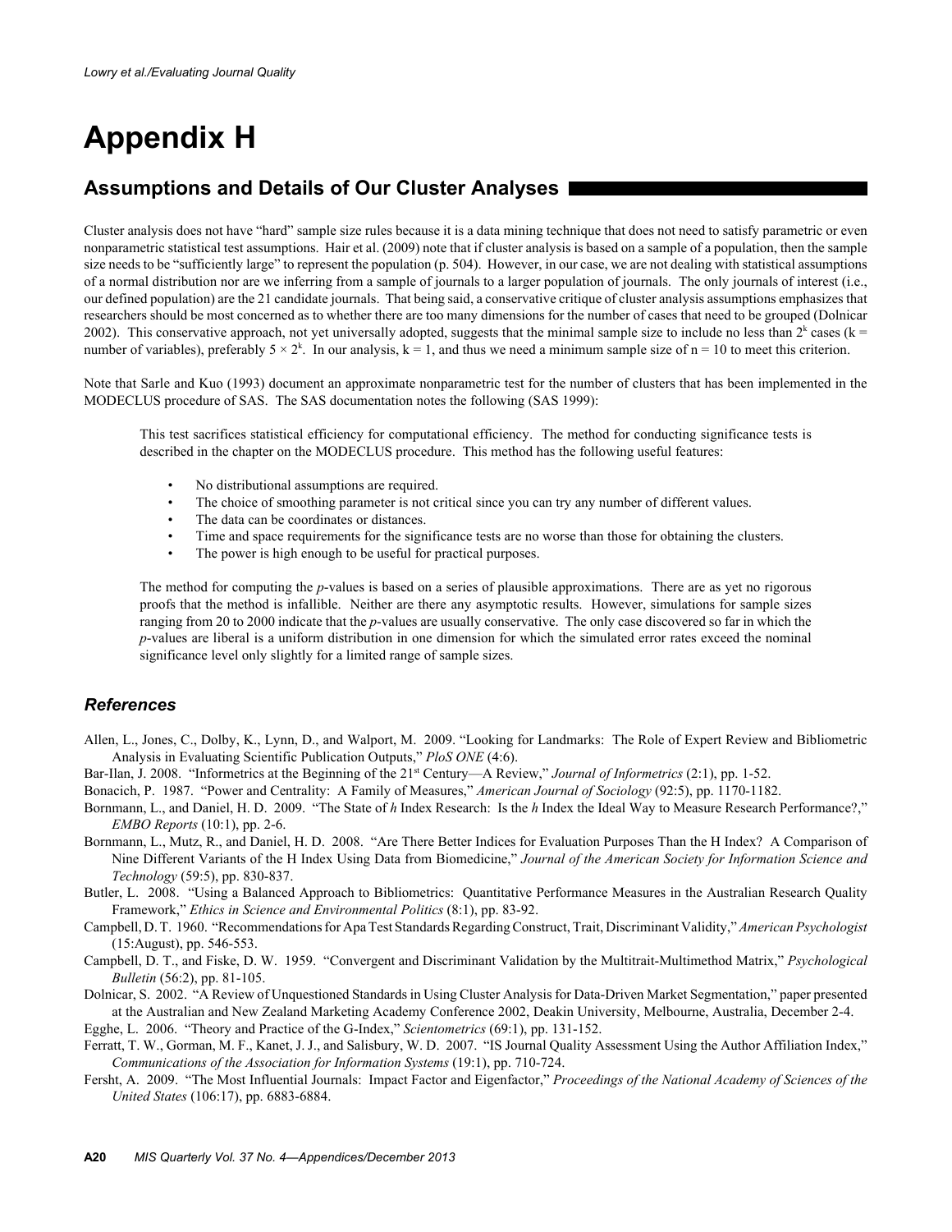# Appendix H

## Assumptions and Details of Our Cluster Analyses

Cluster analysis does not have "hard" sample size rules because it is a data mining technique that does not need to satisfy parametric or even nonparametric statistical test assumptions. Hair et al. (2009) note that if cluster analysis is based on a sample of a population, then the sample size needs to be "sufficiently large" to represent the population (p. 504). However, in our case, we are not dealing with statistical assumptions of a normal distribution nor are we inferring from a sample of journals to a larger population of journals. The only journals of interest (i.e., our defined population) are the 21 candidate journals. That being said, a conservative critique of cluster analysis assumptions emphasizes that researchers should be most concerned as to whether there are too many dimensions for the number of cases that need to be grouped (Dolnicar 2002). This conservative approach, not yet universally adopted, suggests that the minimal sample size to include no less than $2^k$ cases ($k$ = number of variables), preferably $5 \times 2^k$. In our analysis, $k = 1$, and thus we need a minimum sample size of $n = 10$ to meet this criterion.

Note that Sarle and Kuo (1993) document an approximate nonparametric test for the number of clusters that has been implemented in the MODECLUS procedure of SAS. The SAS documentation notes the following (SAS 1999):

> This test sacrifices statistical efficiency for computational efficiency. The method for conducting significance tests is described in the chapter on the MODECLUS procedure. This method has the following useful features:
>
> - No distributional assumptions are required.
> - The choice of smoothing parameter is not critical since you can try any number of different values.
> - The data can be coordinates or distances.
> - Time and space requirements for the significance tests are no worse than those for obtaining the clusters.
> - The power is high enough to be useful for practical purposes.
>
> The method for computing the *p*-values is based on a series of plausible approximations. There are as yet no rigorous proofs that the method is infallible. Neither are there any asymptotic results. However, simulations for sample sizes ranging from 20 to 2000 indicate that the *p*-values are usually conservative. The only case discovered so far in which the *p*-values are liberal is a uniform distribution in one dimension for which the simulated error rates exceed the nominal significance level only slightly for a limited range of sample sizes.

### References

Allen, L., Jones, C., Dolby, K., Lynn, D., and Walport, M. 2009. "Looking for Landmarks: The Role of Expert Review and Bibliometric Analysis in Evaluating Scientific Publication Outputs," *PloS ONE* (4:6).

Bar-Ilan, J. 2008. "Informetrics at the Beginning of the 21st Century—A Review," *Journal of Informetrics* (2:1), pp. 1-52.

Bonacich, P. 1987. "Power and Centrality: A Family of Measures," *American Journal of Sociology* (92:5), pp. 1170-1182.

Bornmann, L., and Daniel, H. D. 2009. "The State of *h* Index Research: Is the *h* Index the Ideal Way to Measure Research Performance?," *EMBO Reports* (10:1), pp. 2-6.

Bornmann, L., Mutz, R., and Daniel, H. D. 2008. "Are There Better Indices for Evaluation Purposes Than the H Index? A Comparison of Nine Different Variants of the H Index Using Data from Biomedicine," *Journal of the American Society for Information Science and Technology* (59:5), pp. 830-837.

Butler, L. 2008. "Using a Balanced Approach to Bibliometrics: Quantitative Performance Measures in the Australian Research Quality Framework," *Ethics in Science and Environmental Politics* (8:1), pp. 83-92.

Campbell, D. T. 1960. "Recommendations for Apa Test Standards Regarding Construct, Trait, Discriminant Validity," *American Psychologist* (15:August), pp. 546-553.

Campbell, D. T., and Fiske, D. W. 1959. "Convergent and Discriminant Validation by the Multitrait-Multimethod Matrix," *Psychological Bulletin* (56:2), pp. 81-105.

Dolnicar, S. 2002. "A Review of Unquestioned Standards in Using Cluster Analysis for Data-Driven Market Segmentation," paper presented at the Australian and New Zealand Marketing Academy Conference 2002, Deakin University, Melbourne, Australia, December 2-4.

Egghe, L. 2006. "Theory and Practice of the G-Index," *Scientometrics* (69:1), pp. 131-152.

Ferratt, T. W., Gorman, M. F., Kanet, J. J., and Salisbury, W. D. 2007. "IS Journal Quality Assessment Using the Author Affiliation Index," *Communications of the Association for Information Systems* (19:1), pp. 710-724.

Fersht, A. 2009. "The Most Influential Journals: Impact Factor and Eigenfactor," *Proceedings of the National Academy of Sciences of the United States* (106:17), pp. 6883-6884.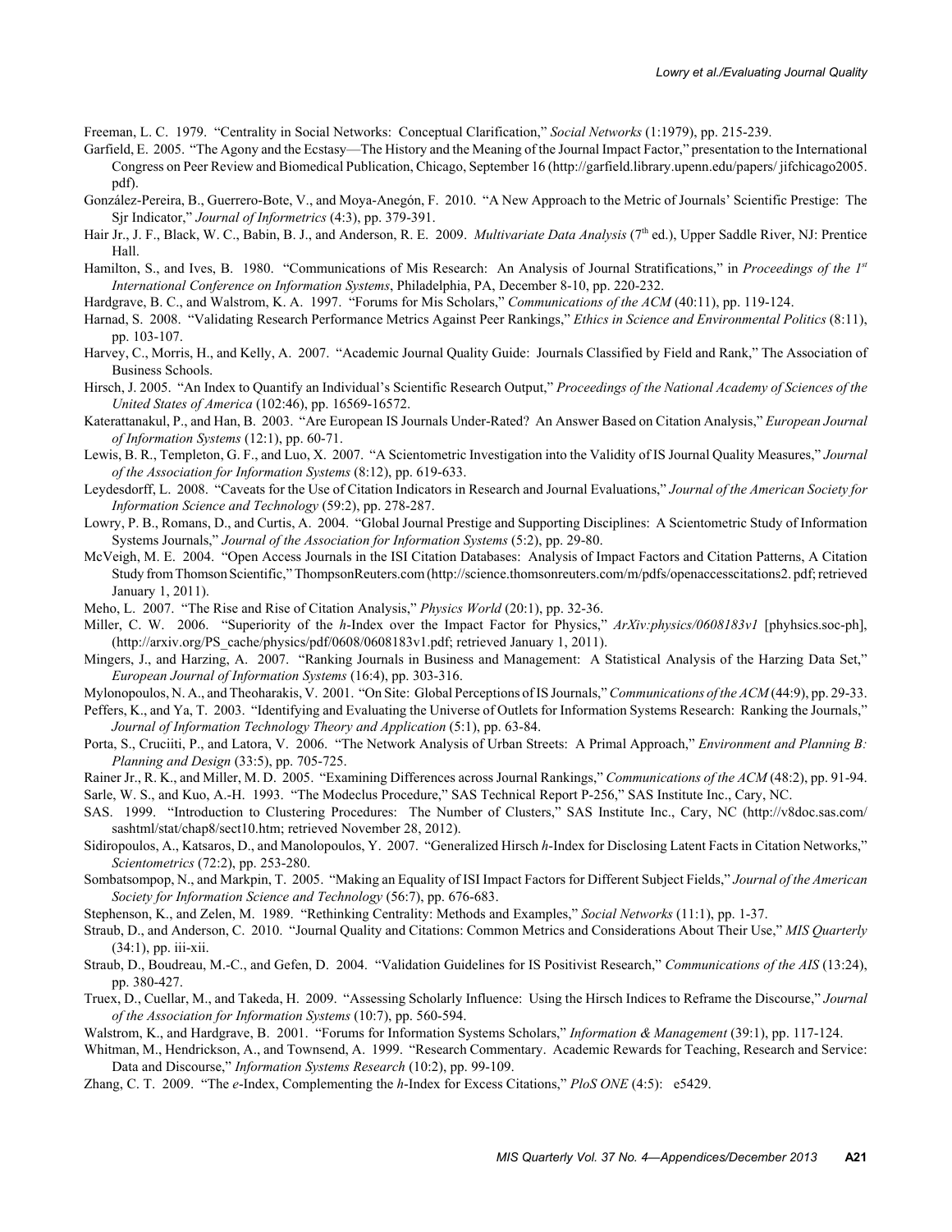Freeman, L. C. 1979. "Centrality in Social Networks: Conceptual Clarification," *Social Networks* (1:1979), pp. 215-239.

Garfield, E. 2005. "The Agony and the Ecstasy—The History and the Meaning of the Journal Impact Factor," presentation to the International Congress on Peer Review and Biomedical Publication, Chicago, September 16 (http://garfield.library.upenn.edu/papers/ jifchicago2005. pdf).

González-Pereira, B., Guerrero-Bote, V., and Moya-Anegón, F. 2010. "A New Approach to the Metric of Journals' Scientific Prestige: The Sjr Indicator," *Journal of Informetrics* (4:3), pp. 379-391.

Hair Jr., J. F., Black, W. C., Babin, B. J., and Anderson, R. E. 2009. *Multivariate Data Analysis* (7th ed.), Upper Saddle River, NJ: Prentice Hall.

Hamilton, S., and Ives, B. 1980. "Communications of Mis Research: An Analysis of Journal Stratifications," in *Proceedings of the 1st International Conference on Information Systems*, Philadelphia, PA, December 8-10, pp. 220-232.

Hardgrave, B. C., and Walstrom, K. A. 1997. "Forums for Mis Scholars," *Communications of the ACM* (40:11), pp. 119-124.

Harnad, S. 2008. "Validating Research Performance Metrics Against Peer Rankings," *Ethics in Science and Environmental Politics* (8:11), pp. 103-107.

Harvey, C., Morris, H., and Kelly, A. 2007. "Academic Journal Quality Guide: Journals Classified by Field and Rank," The Association of Business Schools.

Hirsch, J. 2005. "An Index to Quantify an Individual's Scientific Research Output," *Proceedings of the National Academy of Sciences of the United States of America* (102:46), pp. 16569-16572.

Katerattanakul, P., and Han, B. 2003. "Are European IS Journals Under-Rated? An Answer Based on Citation Analysis," *European Journal of Information Systems* (12:1), pp. 60-71.

Lewis, B. R., Templeton, G. F., and Luo, X. 2007. "A Scientometric Investigation into the Validity of IS Journal Quality Measures," *Journal of the Association for Information Systems* (8:12), pp. 619-633.

Leydesdorff, L. 2008. "Caveats for the Use of Citation Indicators in Research and Journal Evaluations," *Journal of the American Society for Information Science and Technology* (59:2), pp. 278-287.

Lowry, P. B., Romans, D., and Curtis, A. 2004. "Global Journal Prestige and Supporting Disciplines: A Scientometric Study of Information Systems Journals," *Journal of the Association for Information Systems* (5:2), pp. 29-80.

McVeigh, M. E. 2004. "Open Access Journals in the ISI Citation Databases: Analysis of Impact Factors and Citation Patterns, A Citation Study from Thomson Scientific," ThompsonReuters.com (http://science.thomsonreuters.com/m/pdfs/openaccesscitations2. pdf; retrieved January 1, 2011).

Meho, L. 2007. "The Rise and Rise of Citation Analysis," *Physics World* (20:1), pp. 32-36.

Miller, C. W. 2006. "Superiority of the *h*-Index over the Impact Factor for Physics," *ArXiv:physics/0608183v1* [phyhsics.soc-ph], (http://arxiv.org/PS_cache/physics/pdf/0608/0608183v1.pdf; retrieved January 1, 2011).

Mingers, J., and Harzing, A. 2007. "Ranking Journals in Business and Management: A Statistical Analysis of the Harzing Data Set," *European Journal of Information Systems* (16:4), pp. 303-316.

Mylonopoulos, N. A., and Theoharakis, V. 2001. "On Site: Global Perceptions of IS Journals," *Communications of the ACM* (44:9), pp. 29-33.

Peffers, K., and Ya, T. 2003. "Identifying and Evaluating the Universe of Outlets for Information Systems Research: Ranking the Journals," *Journal of Information Technology Theory and Application* (5:1), pp. 63-84.

Porta, S., Cruciiti, P., and Latora, V. 2006. "The Network Analysis of Urban Streets: A Primal Approach," *Environment and Planning B: Planning and Design* (33:5), pp. 705-725.

Rainer Jr., R. K., and Miller, M. D. 2005. "Examining Differences across Journal Rankings," *Communications of the ACM* (48:2), pp. 91-94.

Sarle, W. S., and Kuo, A.-H. 1993. "The Modeclus Procedure," SAS Technical Report P-256," SAS Institute Inc., Cary, NC.

SAS. 1999. "Introduction to Clustering Procedures: The Number of Clusters," SAS Institute Inc., Cary, NC (http://v8doc.sas.com/ sashtml/stat/chap8/sect10.htm; retrieved November 28, 2012).

Sidiropoulos, A., Katsaros, D., and Manolopoulos, Y. 2007. "Generalized Hirsch *h*-Index for Disclosing Latent Facts in Citation Networks," *Scientometrics* (72:2), pp. 253-280.

Sombatsompop, N., and Markpin, T. 2005. "Making an Equality of ISI Impact Factors for Different Subject Fields," *Journal of the American Society for Information Science and Technology* (56:7), pp. 676-683.

Stephenson, K., and Zelen, M. 1989. "Rethinking Centrality: Methods and Examples," *Social Networks* (11:1), pp. 1-37.

Straub, D., and Anderson, C. 2010. "Journal Quality and Citations: Common Metrics and Considerations About Their Use," *MIS Quarterly* (34:1), pp. iii-xii.

Straub, D., Boudreau, M.-C., and Gefen, D. 2004. "Validation Guidelines for IS Positivist Research," *Communications of the AIS* (13:24), pp. 380-427.

Truex, D., Cuellar, M., and Takeda, H. 2009. "Assessing Scholarly Influence: Using the Hirsch Indices to Reframe the Discourse," *Journal of the Association for Information Systems* (10:7), pp. 560-594.

Walstrom, K., and Hardgrave, B. 2001. "Forums for Information Systems Scholars," *Information & Management* (39:1), pp. 117-124.

Whitman, M., Hendrickson, A., and Townsend, A. 1999. "Research Commentary. Academic Rewards for Teaching, Research and Service: Data and Discourse," *Information Systems Research* (10:2), pp. 99-109.

Zhang, C. T. 2009. "The *e*-Index, Complementing the *h*-Index for Excess Citations," *PloS ONE* (4:5): e5429.